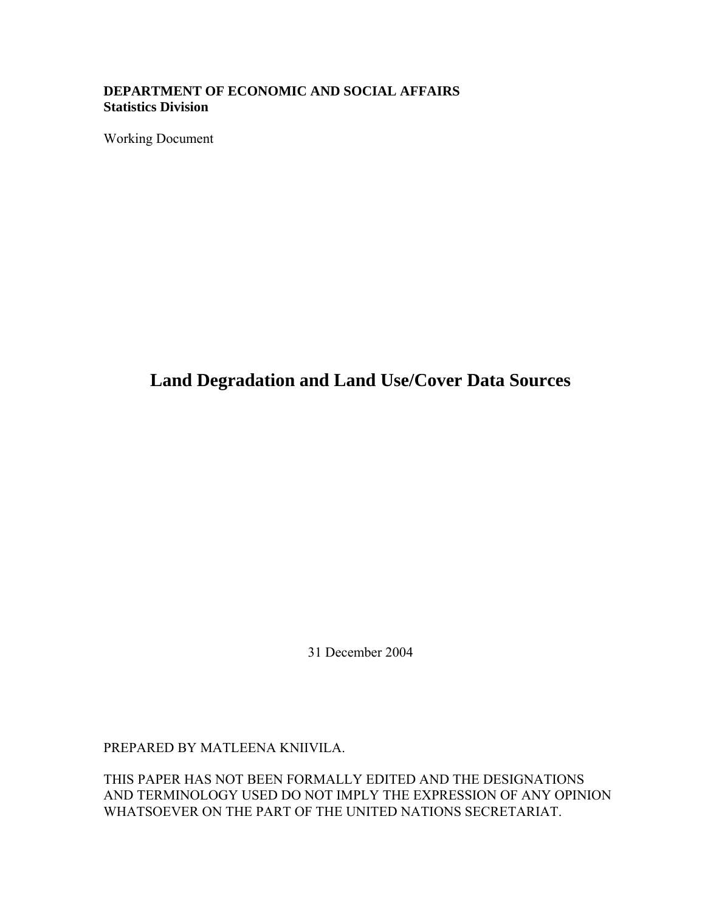**DEPARTMENT OF ECONOMIC AND SOCIAL AFFAIRS**
**Statistics Division**

Working Document

# Land Degradation and Land Use/Cover Data Sources

31 December 2004

PREPARED BY MATLEENA KNIIVILA.

THIS PAPER HAS NOT BEEN FORMALLY EDITED AND THE DESIGNATIONS AND TERMINOLOGY USED DO NOT IMPLY THE EXPRESSION OF ANY OPINION WHATSOEVER ON THE PART OF THE UNITED NATIONS SECRETARIAT.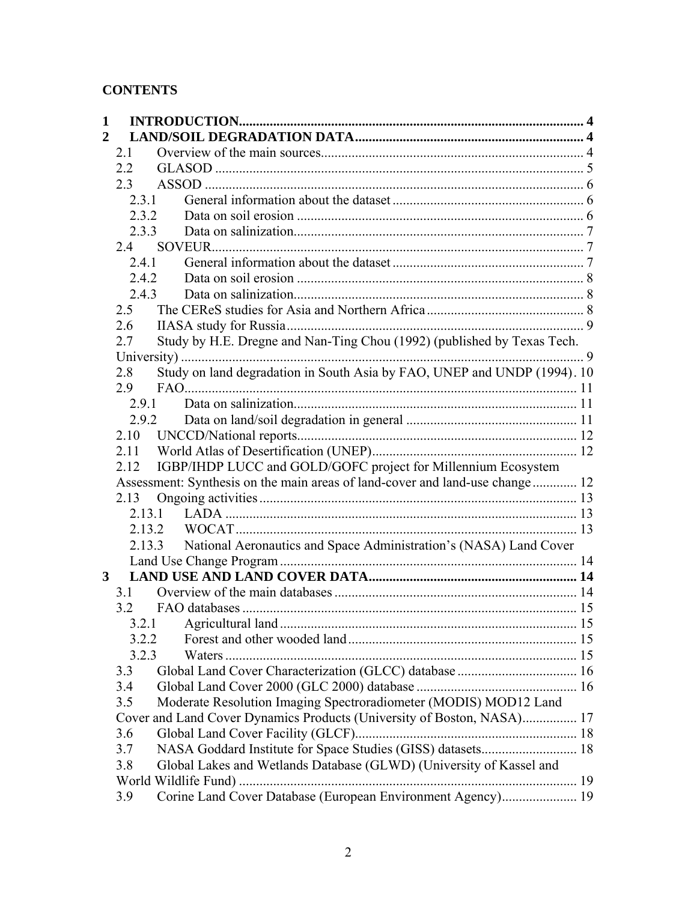**CONTENTS**

1 **INTRODUCTION** ........ 4
2 **LAND/SOIL DEGRADATION DATA** ........ 4
- 2.1 Overview of the main sources ........ 4
- 2.2 GLASOD ........ 5
- 2.3 ASSOD ........ 6
  - 2.3.1 General information about the dataset ........ 6
  - 2.3.2 Data on soil erosion ........ 6
  - 2.3.3 Data on salinization ........ 7
- 2.4 SOVEUR ........ 7
  - 2.4.1 General information about the dataset ........ 7
  - 2.4.2 Data on soil erosion ........ 8
  - 2.4.3 Data on salinization ........ 8
- 2.5 The CEReS studies for Asia and Northern Africa ........ 8
- 2.6 IIASA study for Russia ........ 9
- 2.7 Study by H.E. Dregne and Nan-Ting Chou (1992) (published by Texas Tech. University) ........ 9
- 2.8 Study on land degradation in South Asia by FAO, UNEP and UNDP (1994) . 10
- 2.9 FAO ........ 11
  - 2.9.1 Data on salinization ........ 11
  - 2.9.2 Data on land/soil degradation in general ........ 11
- 2.10 UNCCD/National reports ........ 12
- 2.11 World Atlas of Desertification (UNEP) ........ 12
- 2.12 IGBP/IHDP LUCC and GOLD/GOFC project for Millennium Ecosystem Assessment: Synthesis on the main areas of land-cover and land-use change ........ 12
- 2.13 Ongoing activities ........ 13
  - 2.13.1 LADA ........ 13
  - 2.13.2 WOCAT ........ 13
  - 2.13.3 National Aeronautics and Space Administration's (NASA) Land Cover Land Use Change Program ........ 14

3 **LAND USE AND LAND COVER DATA** ........ 14
- 3.1 Overview of the main databases ........ 14
- 3.2 FAO databases ........ 15
  - 3.2.1 Agricultural land ........ 15
  - 3.2.2 Forest and other wooded land ........ 15
  - 3.2.3 Waters ........ 15
- 3.3 Global Land Cover Characterization (GLCC) database ........ 16
- 3.4 Global Land Cover 2000 (GLC 2000) database ........ 16
- 3.5 Moderate Resolution Imaging Spectroradiometer (MODIS) MOD12 Land Cover and Land Cover Dynamics Products (University of Boston, NASA) ........ 17
- 3.6 Global Land Cover Facility (GLCF) ........ 18
- 3.7 NASA Goddard Institute for Space Studies (GISS) datasets ........ 18
- 3.8 Global Lakes and Wetlands Database (GLWD) (University of Kassel and World Wildlife Fund) ........ 19
- 3.9 Corine Land Cover Database (European Environment Agency) ........ 19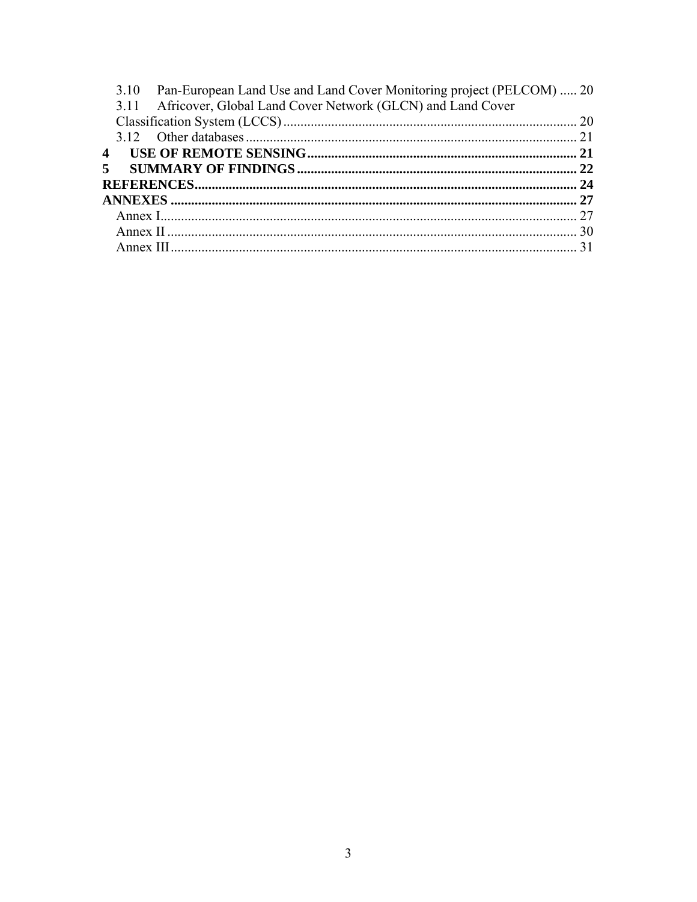3.10 Pan-European Land Use and Land Cover Monitoring project (PELCOM) ..... 20
3.11 Africover, Global Land Cover Network (GLCN) and Land Cover Classification System (LCCS) ..... 20
3.12 Other databases ..... 21

**4 USE OF REMOTE SENSING ..... 21**

**5 SUMMARY OF FINDINGS ..... 22**

**REFERENCES ..... 24**

**ANNEXES ..... 27**

Annex I ..... 27
Annex II ..... 30
Annex III ..... 31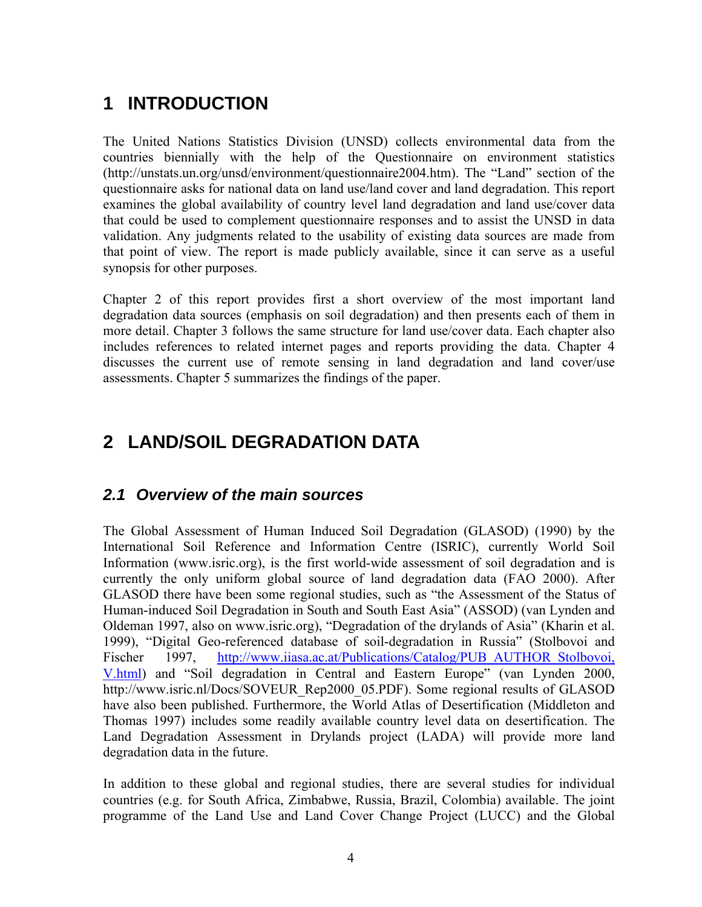# 1 INTRODUCTION

The United Nations Statistics Division (UNSD) collects environmental data from the countries biennially with the help of the Questionnaire on environment statistics (http://unstats.un.org/unsd/environment/questionnaire2004.htm). The "Land" section of the questionnaire asks for national data on land use/land cover and land degradation. This report examines the global availability of country level land degradation and land use/cover data that could be used to complement questionnaire responses and to assist the UNSD in data validation. Any judgments related to the usability of existing data sources are made from that point of view. The report is made publicly available, since it can serve as a useful synopsis for other purposes.

Chapter 2 of this report provides first a short overview of the most important land degradation data sources (emphasis on soil degradation) and then presents each of them in more detail. Chapter 3 follows the same structure for land use/cover data. Each chapter also includes references to related internet pages and reports providing the data. Chapter 4 discusses the current use of remote sensing in land degradation and land cover/use assessments. Chapter 5 summarizes the findings of the paper.

# 2 LAND/SOIL DEGRADATION DATA

## *2.1 Overview of the main sources*

The Global Assessment of Human Induced Soil Degradation (GLASOD) (1990) by the International Soil Reference and Information Centre (ISRIC), currently World Soil Information (www.isric.org), is the first world-wide assessment of soil degradation and is currently the only uniform global source of land degradation data (FAO 2000). After GLASOD there have been some regional studies, such as "the Assessment of the Status of Human-induced Soil Degradation in South and South East Asia" (ASSOD) (van Lynden and Oldeman 1997, also on www.isric.org), "Degradation of the drylands of Asia" (Kharin et al. 1999), "Digital Geo-referenced database of soil-degradation in Russia" (Stolbovoi and Fischer 1997, [http://www.iiasa.ac.at/Publications/Catalog/PUB_AUTHOR_Stolbovoi,V.html](http://www.iiasa.ac.at/Publications/Catalog/PUB_AUTHOR_Stolbovoi,V.html)) and "Soil degradation in Central and Eastern Europe" (van Lynden 2000, http://www.isric.nl/Docs/SOVEUR_Rep2000_05.PDF). Some regional results of GLASOD have also been published. Furthermore, the World Atlas of Desertification (Middleton and Thomas 1997) includes some readily available country level data on desertification. The Land Degradation Assessment in Drylands project (LADA) will provide more land degradation data in the future.

In addition to these global and regional studies, there are several studies for individual countries (e.g. for South Africa, Zimbabwe, Russia, Brazil, Colombia) available. The joint programme of the Land Use and Land Cover Change Project (LUCC) and the Global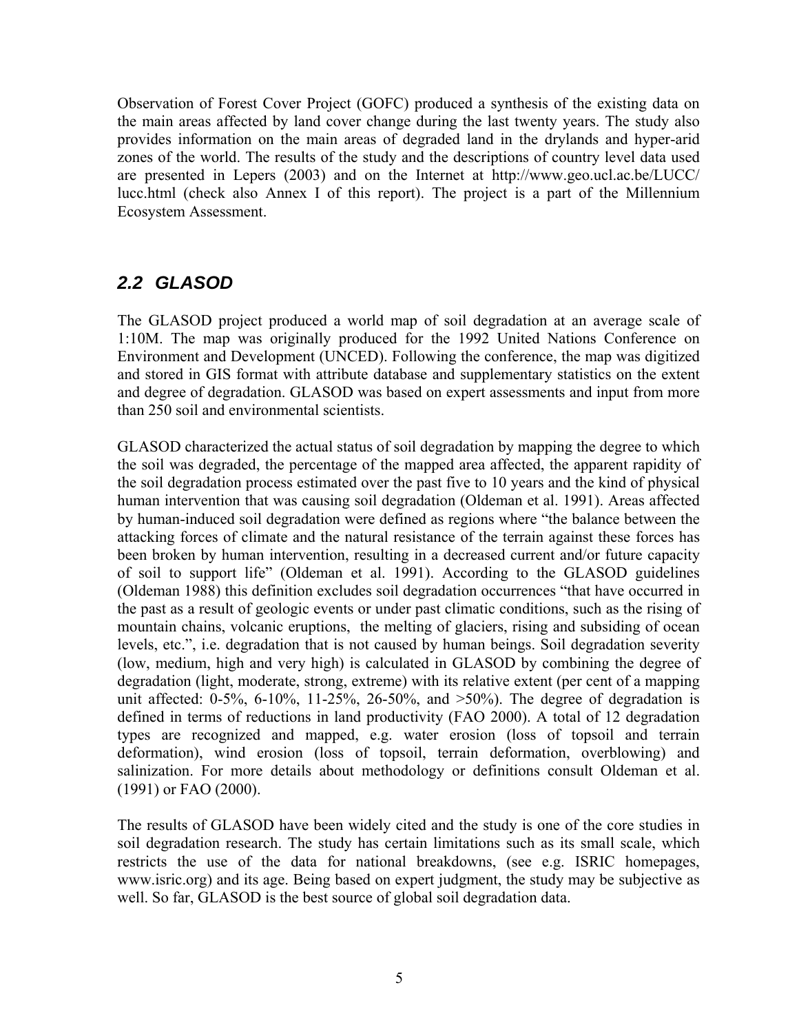Observation of Forest Cover Project (GOFC) produced a synthesis of the existing data on the main areas affected by land cover change during the last twenty years. The study also provides information on the main areas of degraded land in the drylands and hyper-arid zones of the world. The results of the study and the descriptions of country level data used are presented in Lepers (2003) and on the Internet at http://www.geo.ucl.ac.be/LUCC/lucc.html (check also Annex I of this report). The project is a part of the Millennium Ecosystem Assessment.

## *2.2 GLASOD*

The GLASOD project produced a world map of soil degradation at an average scale of 1:10M. The map was originally produced for the 1992 United Nations Conference on Environment and Development (UNCED). Following the conference, the map was digitized and stored in GIS format with attribute database and supplementary statistics on the extent and degree of degradation. GLASOD was based on expert assessments and input from more than 250 soil and environmental scientists.

GLASOD characterized the actual status of soil degradation by mapping the degree to which the soil was degraded, the percentage of the mapped area affected, the apparent rapidity of the soil degradation process estimated over the past five to 10 years and the kind of physical human intervention that was causing soil degradation (Oldeman et al. 1991). Areas affected by human-induced soil degradation were defined as regions where "the balance between the attacking forces of climate and the natural resistance of the terrain against these forces has been broken by human intervention, resulting in a decreased current and/or future capacity of soil to support life" (Oldeman et al. 1991). According to the GLASOD guidelines (Oldeman 1988) this definition excludes soil degradation occurrences "that have occurred in the past as a result of geologic events or under past climatic conditions, such as the rising of mountain chains, volcanic eruptions, the melting of glaciers, rising and subsiding of ocean levels, etc.", i.e. degradation that is not caused by human beings. Soil degradation severity (low, medium, high and very high) is calculated in GLASOD by combining the degree of degradation (light, moderate, strong, extreme) with its relative extent (per cent of a mapping unit affected: 0-5%, 6-10%, 11-25%, 26-50%, and >50%). The degree of degradation is defined in terms of reductions in land productivity (FAO 2000). A total of 12 degradation types are recognized and mapped, e.g. water erosion (loss of topsoil and terrain deformation), wind erosion (loss of topsoil, terrain deformation, overblowing) and salinization. For more details about methodology or definitions consult Oldeman et al. (1991) or FAO (2000).

The results of GLASOD have been widely cited and the study is one of the core studies in soil degradation research. The study has certain limitations such as its small scale, which restricts the use of the data for national breakdowns, (see e.g. ISRIC homepages, www.isric.org) and its age. Being based on expert judgment, the study may be subjective as well. So far, GLASOD is the best source of global soil degradation data.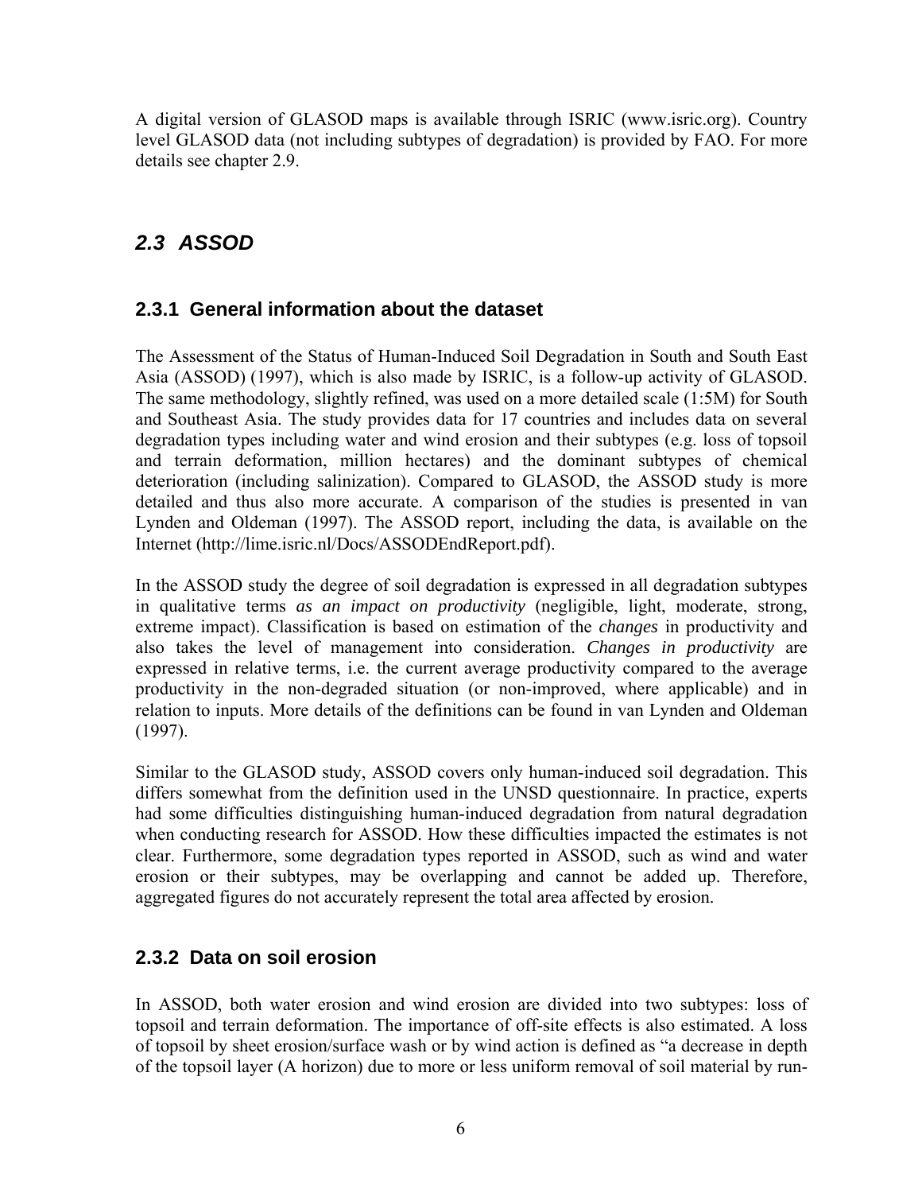A digital version of GLASOD maps is available through ISRIC (www.isric.org). Country level GLASOD data (not including subtypes of degradation) is provided by FAO. For more details see chapter 2.9.

## *2.3 ASSOD*

### 2.3.1 General information about the dataset

The Assessment of the Status of Human-Induced Soil Degradation in South and South East Asia (ASSOD) (1997), which is also made by ISRIC, is a follow-up activity of GLASOD. The same methodology, slightly refined, was used on a more detailed scale (1:5M) for South and Southeast Asia. The study provides data for 17 countries and includes data on several degradation types including water and wind erosion and their subtypes (e.g. loss of topsoil and terrain deformation, million hectares) and the dominant subtypes of chemical deterioration (including salinization). Compared to GLASOD, the ASSOD study is more detailed and thus also more accurate. A comparison of the studies is presented in van Lynden and Oldeman (1997). The ASSOD report, including the data, is available on the Internet (http://lime.isric.nl/Docs/ASSODEndReport.pdf).

In the ASSOD study the degree of soil degradation is expressed in all degradation subtypes in qualitative terms *as an impact on productivity* (negligible, light, moderate, strong, extreme impact). Classification is based on estimation of the *changes* in productivity and also takes the level of management into consideration. *Changes in productivity* are expressed in relative terms, i.e. the current average productivity compared to the average productivity in the non-degraded situation (or non-improved, where applicable) and in relation to inputs. More details of the definitions can be found in van Lynden and Oldeman (1997).

Similar to the GLASOD study, ASSOD covers only human-induced soil degradation. This differs somewhat from the definition used in the UNSD questionnaire. In practice, experts had some difficulties distinguishing human-induced degradation from natural degradation when conducting research for ASSOD. How these difficulties impacted the estimates is not clear. Furthermore, some degradation types reported in ASSOD, such as wind and water erosion or their subtypes, may be overlapping and cannot be added up. Therefore, aggregated figures do not accurately represent the total area affected by erosion.

### 2.3.2 Data on soil erosion

In ASSOD, both water erosion and wind erosion are divided into two subtypes: loss of topsoil and terrain deformation. The importance of off-site effects is also estimated. A loss of topsoil by sheet erosion/surface wash or by wind action is defined as "a decrease in depth of the topsoil layer (A horizon) due to more or less uniform removal of soil material by run-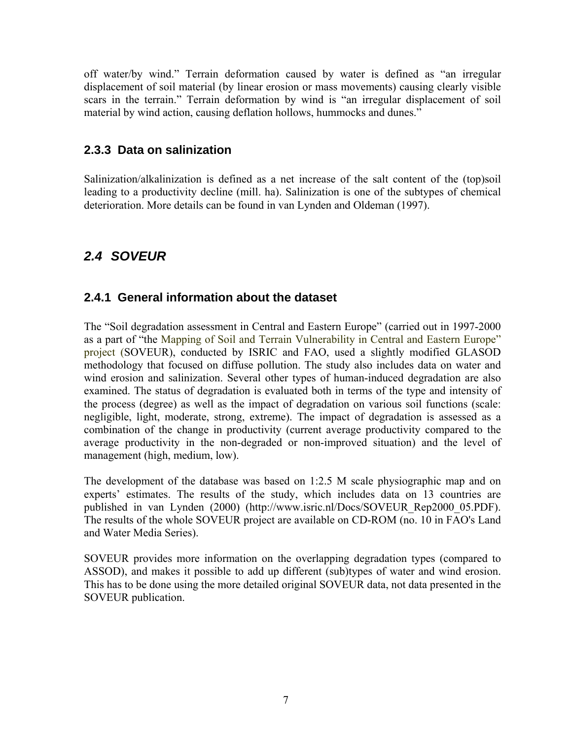off water/by wind." Terrain deformation caused by water is defined as "an irregular displacement of soil material (by linear erosion or mass movements) causing clearly visible scars in the terrain." Terrain deformation by wind is "an irregular displacement of soil material by wind action, causing deflation hollows, hummocks and dunes."

### 2.3.3 Data on salinization

Salinization/alkalinization is defined as a net increase of the salt content of the (top)soil leading to a productivity decline (mill. ha). Salinization is one of the subtypes of chemical deterioration. More details can be found in van Lynden and Oldeman (1997).

## *2.4 SOVEUR*

### 2.4.1 General information about the dataset

The "Soil degradation assessment in Central and Eastern Europe" (carried out in 1997-2000 as a part of "the Mapping of Soil and Terrain Vulnerability in Central and Eastern Europe" project (SOVEUR), conducted by ISRIC and FAO, used a slightly modified GLASOD methodology that focused on diffuse pollution. The study also includes data on water and wind erosion and salinization. Several other types of human-induced degradation are also examined. The status of degradation is evaluated both in terms of the type and intensity of the process (degree) as well as the impact of degradation on various soil functions (scale: negligible, light, moderate, strong, extreme). The impact of degradation is assessed as a combination of the change in productivity (current average productivity compared to the average productivity in the non-degraded or non-improved situation) and the level of management (high, medium, low).

The development of the database was based on 1:2.5 M scale physiographic map and on experts' estimates. The results of the study, which includes data on 13 countries are published in van Lynden (2000) (http://www.isric.nl/Docs/SOVEUR_Rep2000_05.PDF). The results of the whole SOVEUR project are available on CD-ROM (no. 10 in FAO's Land and Water Media Series).

SOVEUR provides more information on the overlapping degradation types (compared to ASSOD), and makes it possible to add up different (sub)types of water and wind erosion. This has to be done using the more detailed original SOVEUR data, not data presented in the SOVEUR publication.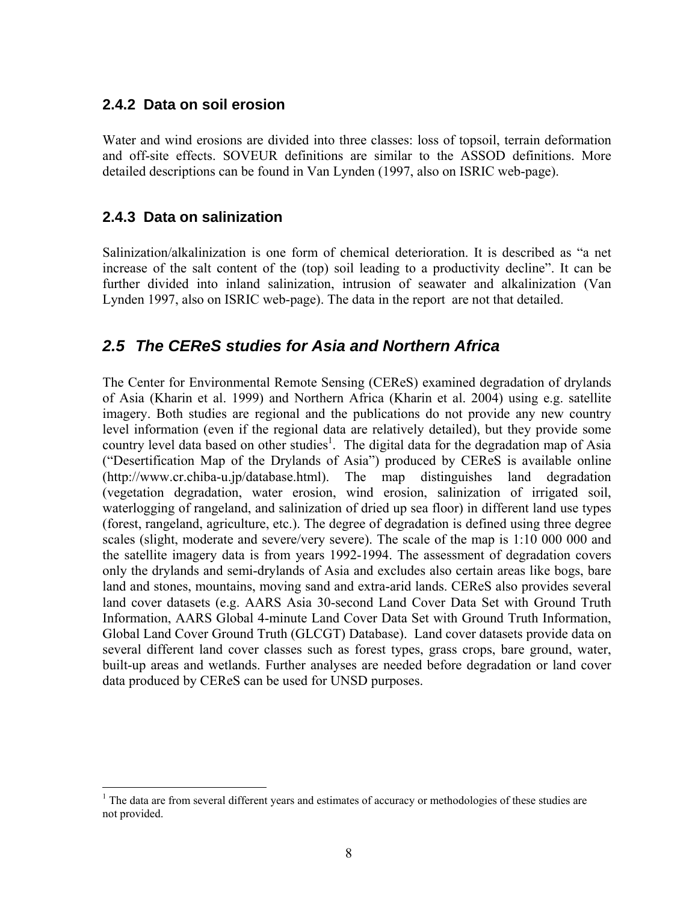### 2.4.2 Data on soil erosion

Water and wind erosions are divided into three classes: loss of topsoil, terrain deformation and off-site effects. SOVEUR definitions are similar to the ASSOD definitions. More detailed descriptions can be found in Van Lynden (1997, also on ISRIC web-page).

### 2.4.3 Data on salinization

Salinization/alkalinization is one form of chemical deterioration. It is described as "a net increase of the salt content of the (top) soil leading to a productivity decline". It can be further divided into inland salinization, intrusion of seawater and alkalinization (Van Lynden 1997, also on ISRIC web-page). The data in the report are not that detailed.

## *2.5 The CEReS studies for Asia and Northern Africa*

The Center for Environmental Remote Sensing (CEReS) examined degradation of drylands of Asia (Kharin et al. 1999) and Northern Africa (Kharin et al. 2004) using e.g. satellite imagery. Both studies are regional and the publications do not provide any new country level information (even if the regional data are relatively detailed), but they provide some country level data based on other studies[1]. The digital data for the degradation map of Asia ("Desertification Map of the Drylands of Asia") produced by CEReS is available online (http://www.cr.chiba-u.jp/database.html). The map distinguishes land degradation (vegetation degradation, water erosion, wind erosion, salinization of irrigated soil, waterlogging of rangeland, and salinization of dried up sea floor) in different land use types (forest, rangeland, agriculture, etc.). The degree of degradation is defined using three degree scales (slight, moderate and severe/very severe). The scale of the map is 1:10 000 000 and the satellite imagery data is from years 1992-1994. The assessment of degradation covers only the drylands and semi-drylands of Asia and excludes also certain areas like bogs, bare land and stones, mountains, moving sand and extra-arid lands. CEReS also provides several land cover datasets (e.g. AARS Asia 30-second Land Cover Data Set with Ground Truth Information, AARS Global 4-minute Land Cover Data Set with Ground Truth Information, Global Land Cover Ground Truth (GLCGT) Database). Land cover datasets provide data on several different land cover classes such as forest types, grass crops, bare ground, water, built-up areas and wetlands. Further analyses are needed before degradation or land cover data produced by CEReS can be used for UNSD purposes.

[1] The data are from several different years and estimates of accuracy or methodologies of these studies are not provided.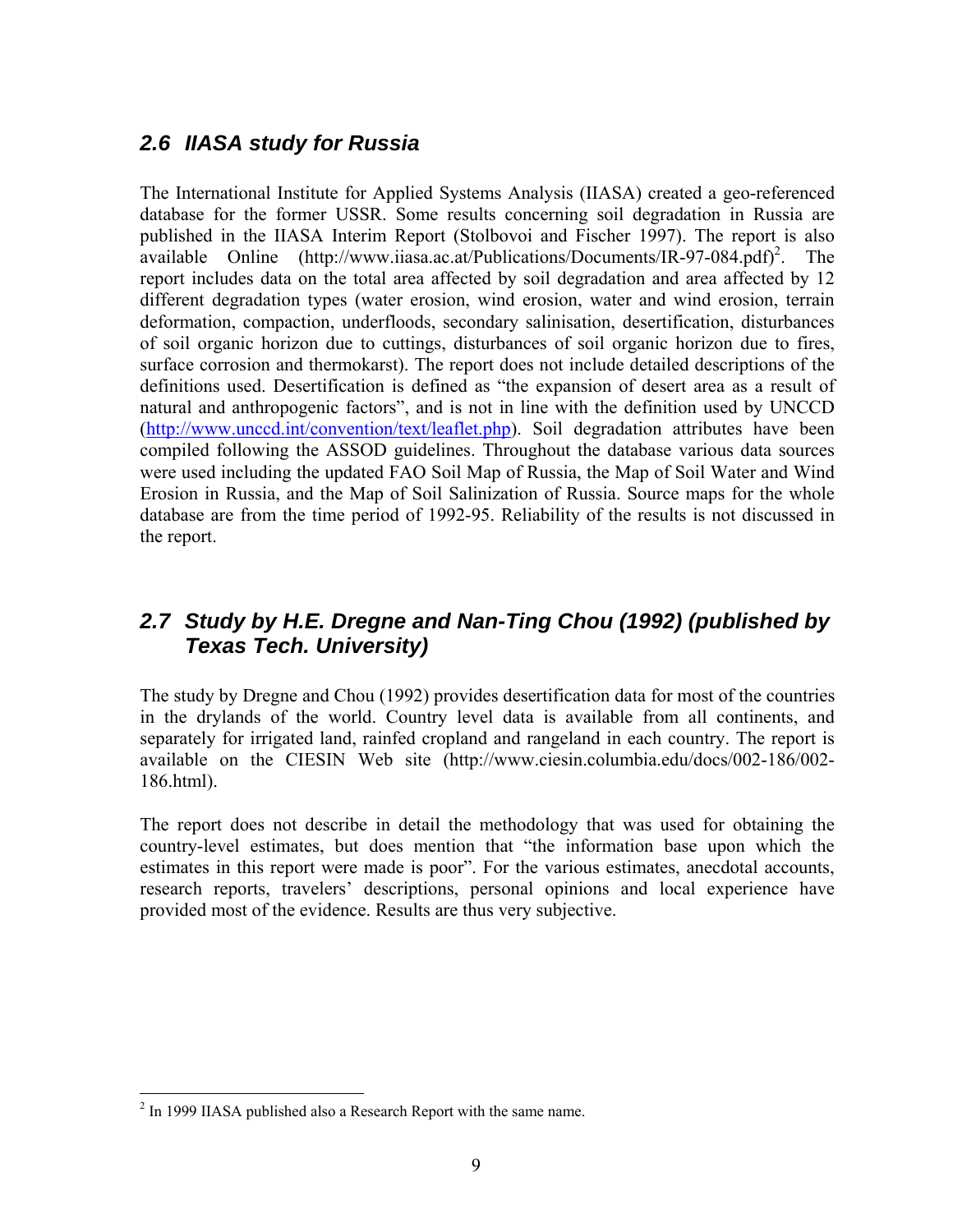## 2.6 IIASA study for Russia

The International Institute for Applied Systems Analysis (IIASA) created a geo-referenced database for the former USSR. Some results concerning soil degradation in Russia are published in the IIASA Interim Report (Stolbovoi and Fischer 1997). The report is also available Online (http://www.iiasa.ac.at/Publications/Documents/IR-97-084.pdf)[2]. The report includes data on the total area affected by soil degradation and area affected by 12 different degradation types (water erosion, wind erosion, water and wind erosion, terrain deformation, compaction, underfloods, secondary salinisation, desertification, disturbances of soil organic horizon due to cuttings, disturbances of soil organic horizon due to fires, surface corrosion and thermokarst). The report does not include detailed descriptions of the definitions used. Desertification is defined as "the expansion of desert area as a result of natural and anthropogenic factors", and is not in line with the definition used by UNCCD (http://www.unccd.int/convention/text/leaflet.php). Soil degradation attributes have been compiled following the ASSOD guidelines. Throughout the database various data sources were used including the updated FAO Soil Map of Russia, the Map of Soil Water and Wind Erosion in Russia, and the Map of Soil Salinization of Russia. Source maps for the whole database are from the time period of 1992-95. Reliability of the results is not discussed in the report.

## 2.7 Study by H.E. Dregne and Nan-Ting Chou (1992) (published by Texas Tech. University)

The study by Dregne and Chou (1992) provides desertification data for most of the countries in the drylands of the world. Country level data is available from all continents, and separately for irrigated land, rainfed cropland and rangeland in each country. The report is available on the CIESIN Web site (http://www.ciesin.columbia.edu/docs/002-186/002-186.html).

The report does not describe in detail the methodology that was used for obtaining the country-level estimates, but does mention that "the information base upon which the estimates in this report were made is poor". For the various estimates, anecdotal accounts, research reports, travelers' descriptions, personal opinions and local experience have provided most of the evidence. Results are thus very subjective.

[2] In 1999 IIASA published also a Research Report with the same name.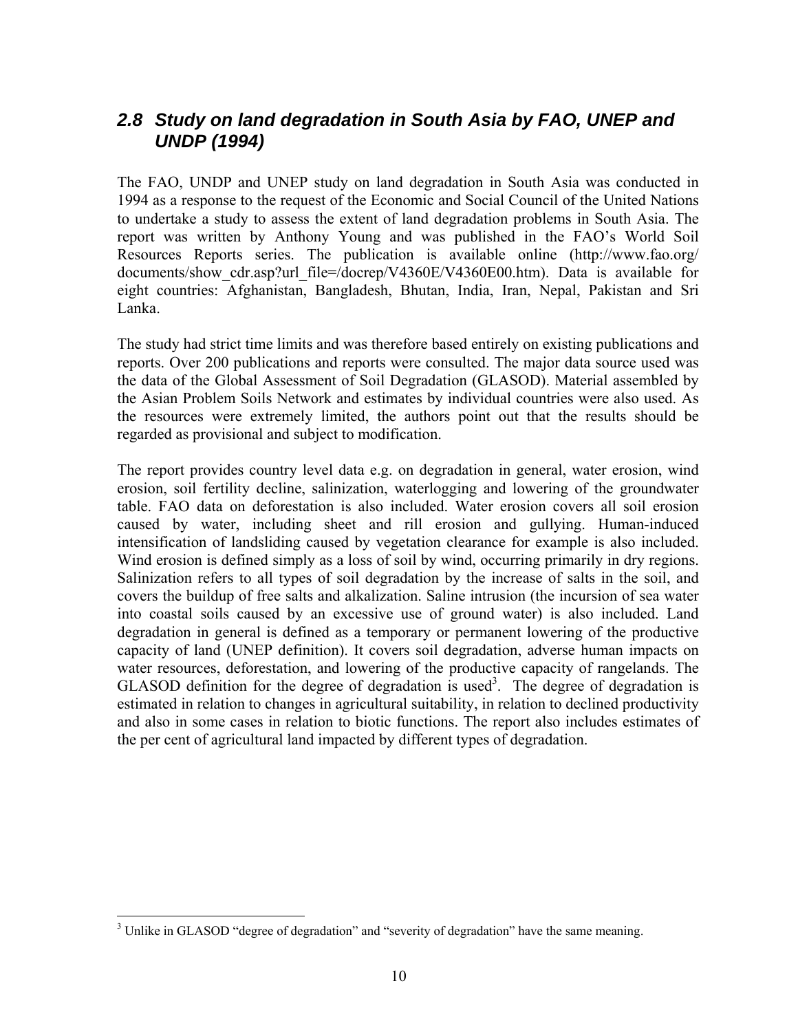## *2.8 Study on land degradation in South Asia by FAO, UNEP and UNDP (1994)*

The FAO, UNDP and UNEP study on land degradation in South Asia was conducted in 1994 as a response to the request of the Economic and Social Council of the United Nations to undertake a study to assess the extent of land degradation problems in South Asia. The report was written by Anthony Young and was published in the FAO's World Soil Resources Reports series. The publication is available online (http://www.fao.org/documents/show_cdr.asp?url_file=/docrep/V4360E/V4360E00.htm). Data is available for eight countries: Afghanistan, Bangladesh, Bhutan, India, Iran, Nepal, Pakistan and Sri Lanka.

The study had strict time limits and was therefore based entirely on existing publications and reports. Over 200 publications and reports were consulted. The major data source used was the data of the Global Assessment of Soil Degradation (GLASOD). Material assembled by the Asian Problem Soils Network and estimates by individual countries were also used. As the resources were extremely limited, the authors point out that the results should be regarded as provisional and subject to modification.

The report provides country level data e.g. on degradation in general, water erosion, wind erosion, soil fertility decline, salinization, waterlogging and lowering of the groundwater table. FAO data on deforestation is also included. Water erosion covers all soil erosion caused by water, including sheet and rill erosion and gullying. Human-induced intensification of landsliding caused by vegetation clearance for example is also included. Wind erosion is defined simply as a loss of soil by wind, occurring primarily in dry regions. Salinization refers to all types of soil degradation by the increase of salts in the soil, and covers the buildup of free salts and alkalization. Saline intrusion (the incursion of sea water into coastal soils caused by an excessive use of ground water) is also included. Land degradation in general is defined as a temporary or permanent lowering of the productive capacity of land (UNEP definition). It covers soil degradation, adverse human impacts on water resources, deforestation, and lowering of the productive capacity of rangelands. The GLASOD definition for the degree of degradation is used[3]. The degree of degradation is estimated in relation to changes in agricultural suitability, in relation to declined productivity and also in some cases in relation to biotic functions. The report also includes estimates of the per cent of agricultural land impacted by different types of degradation.

---

[3] Unlike in GLASOD "degree of degradation" and "severity of degradation" have the same meaning.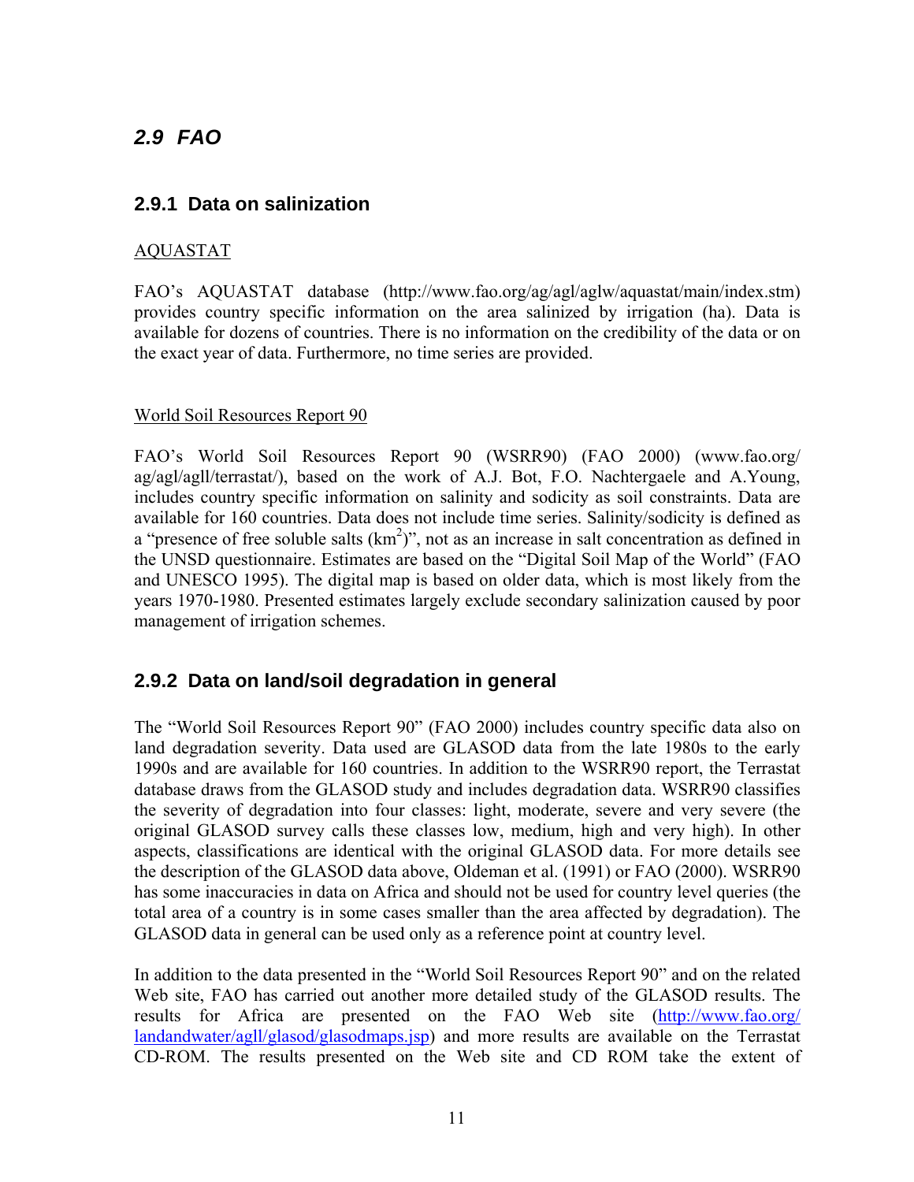## 2.9 FAO

### 2.9.1 Data on salinization

AQUASTAT

FAO's AQUASTAT database (http://www.fao.org/ag/agl/aglw/aquastat/main/index.stm) provides country specific information on the area salinized by irrigation (ha). Data is available for dozens of countries. There is no information on the credibility of the data or on the exact year of data. Furthermore, no time series are provided.

World Soil Resources Report 90

FAO's World Soil Resources Report 90 (WSRR90) (FAO 2000) (www.fao.org/ag/agl/agll/terrastat/), based on the work of A.J. Bot, F.O. Nachtergaele and A.Young, includes country specific information on salinity and sodicity as soil constraints. Data are available for 160 countries. Data does not include time series. Salinity/sodicity is defined as a "presence of free soluble salts ($km^2$)", not as an increase in salt concentration as defined in the UNSD questionnaire. Estimates are based on the "Digital Soil Map of the World" (FAO and UNESCO 1995). The digital map is based on older data, which is most likely from the years 1970-1980. Presented estimates largely exclude secondary salinization caused by poor management of irrigation schemes.

### 2.9.2 Data on land/soil degradation in general

The "World Soil Resources Report 90" (FAO 2000) includes country specific data also on land degradation severity. Data used are GLASOD data from the late 1980s to the early 1990s and are available for 160 countries. In addition to the WSRR90 report, the Terrastat database draws from the GLASOD study and includes degradation data. WSRR90 classifies the severity of degradation into four classes: light, moderate, severe and very severe (the original GLASOD survey calls these classes low, medium, high and very high). In other aspects, classifications are identical with the original GLASOD data. For more details see the description of the GLASOD data above, Oldeman et al. (1991) or FAO (2000). WSRR90 has some inaccuracies in data on Africa and should not be used for country level queries (the total area of a country is in some cases smaller than the area affected by degradation). The GLASOD data in general can be used only as a reference point at country level.

In addition to the data presented in the "World Soil Resources Report 90" and on the related Web site, FAO has carried out another more detailed study of the GLASOD results. The results for Africa are presented on the FAO Web site (http://www.fao.org/landandwater/agll/glasod/glasodmaps.jsp) and more results are available on the Terrastat CD-ROM. The results presented on the Web site and CD ROM take the extent of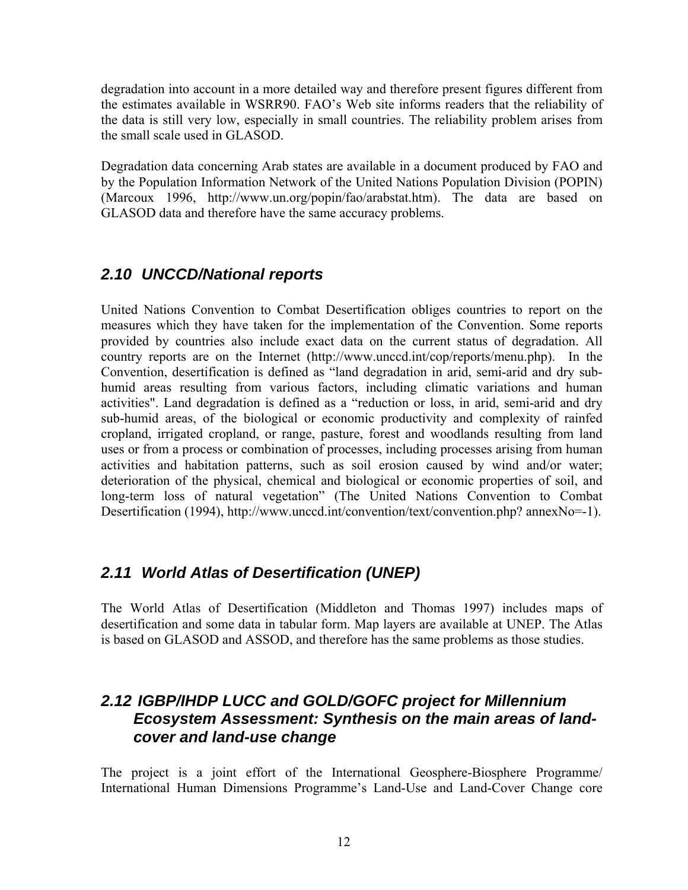degradation into account in a more detailed way and therefore present figures different from the estimates available in WSRR90. FAO's Web site informs readers that the reliability of the data is still very low, especially in small countries. The reliability problem arises from the small scale used in GLASOD.

Degradation data concerning Arab states are available in a document produced by FAO and by the Population Information Network of the United Nations Population Division (POPIN) (Marcoux 1996, http://www.un.org/popin/fao/arabstat.htm). The data are based on GLASOD data and therefore have the same accuracy problems.

## *2.10 UNCCD/National reports*

United Nations Convention to Combat Desertification obliges countries to report on the measures which they have taken for the implementation of the Convention. Some reports provided by countries also include exact data on the current status of degradation. All country reports are on the Internet (http://www.unccd.int/cop/reports/menu.php). In the Convention, desertification is defined as "land degradation in arid, semi-arid and dry sub-humid areas resulting from various factors, including climatic variations and human activities". Land degradation is defined as a "reduction or loss, in arid, semi-arid and dry sub-humid areas, of the biological or economic productivity and complexity of rainfed cropland, irrigated cropland, or range, pasture, forest and woodlands resulting from land uses or from a process or combination of processes, including processes arising from human activities and habitation patterns, such as soil erosion caused by wind and/or water; deterioration of the physical, chemical and biological or economic properties of soil, and long-term loss of natural vegetation" (The United Nations Convention to Combat Desertification (1994), http://www.unccd.int/convention/text/convention.php? annexNo=-1).

## *2.11 World Atlas of Desertification (UNEP)*

The World Atlas of Desertification (Middleton and Thomas 1997) includes maps of desertification and some data in tabular form. Map layers are available at UNEP. The Atlas is based on GLASOD and ASSOD, and therefore has the same problems as those studies.

## *2.12 IGBP/IHDP LUCC and GOLD/GOFC project for Millennium Ecosystem Assessment: Synthesis on the main areas of land-cover and land-use change*

The project is a joint effort of the International Geosphere-Biosphere Programme/ International Human Dimensions Programme's Land-Use and Land-Cover Change core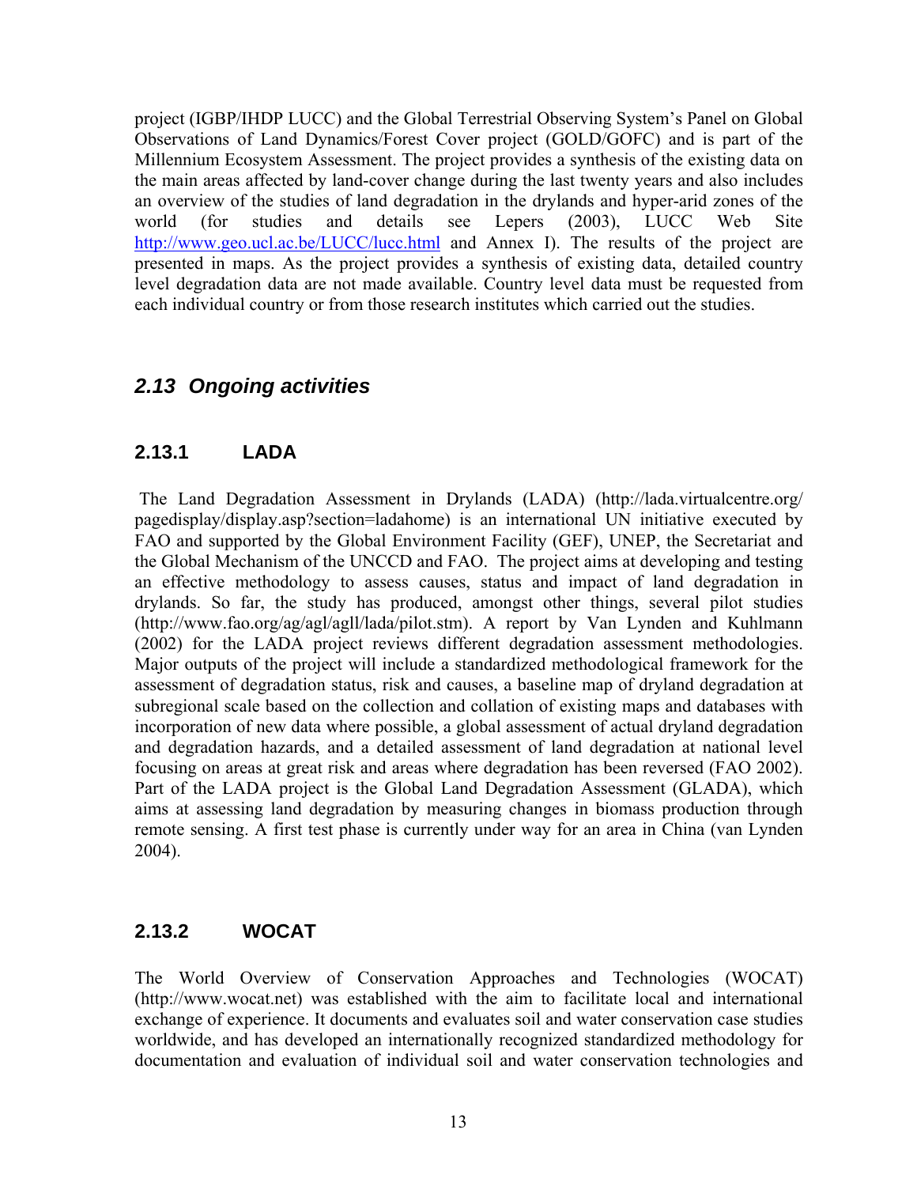project (IGBP/IHDP LUCC) and the Global Terrestrial Observing System's Panel on Global Observations of Land Dynamics/Forest Cover project (GOLD/GOFC) and is part of the Millennium Ecosystem Assessment. The project provides a synthesis of the existing data on the main areas affected by land-cover change during the last twenty years and also includes an overview of the studies of land degradation in the drylands and hyper-arid zones of the world (for studies and details see Lepers (2003), LUCC Web Site http://www.geo.ucl.ac.be/LUCC/lucc.html and Annex I). The results of the project are presented in maps. As the project provides a synthesis of existing data, detailed country level degradation data are not made available. Country level data must be requested from each individual country or from those research institutes which carried out the studies.

## *2.13 Ongoing activities*

### 2.13.1 LADA

The Land Degradation Assessment in Drylands (LADA) (http://lada.virtualcentre.org/pagedisplay/display.asp?section=ladahome) is an international UN initiative executed by FAO and supported by the Global Environment Facility (GEF), UNEP, the Secretariat and the Global Mechanism of the UNCCD and FAO. The project aims at developing and testing an effective methodology to assess causes, status and impact of land degradation in drylands. So far, the study has produced, amongst other things, several pilot studies (http://www.fao.org/ag/agl/agll/lada/pilot.stm). A report by Van Lynden and Kuhlmann (2002) for the LADA project reviews different degradation assessment methodologies. Major outputs of the project will include a standardized methodological framework for the assessment of degradation status, risk and causes, a baseline map of dryland degradation at subregional scale based on the collection and collation of existing maps and databases with incorporation of new data where possible, a global assessment of actual dryland degradation and degradation hazards, and a detailed assessment of land degradation at national level focusing on areas at great risk and areas where degradation has been reversed (FAO 2002). Part of the LADA project is the Global Land Degradation Assessment (GLADA), which aims at assessing land degradation by measuring changes in biomass production through remote sensing. A first test phase is currently under way for an area in China (van Lynden 2004).

### 2.13.2 WOCAT

The World Overview of Conservation Approaches and Technologies (WOCAT) (http://www.wocat.net) was established with the aim to facilitate local and international exchange of experience. It documents and evaluates soil and water conservation case studies worldwide, and has developed an internationally recognized standardized methodology for documentation and evaluation of individual soil and water conservation technologies and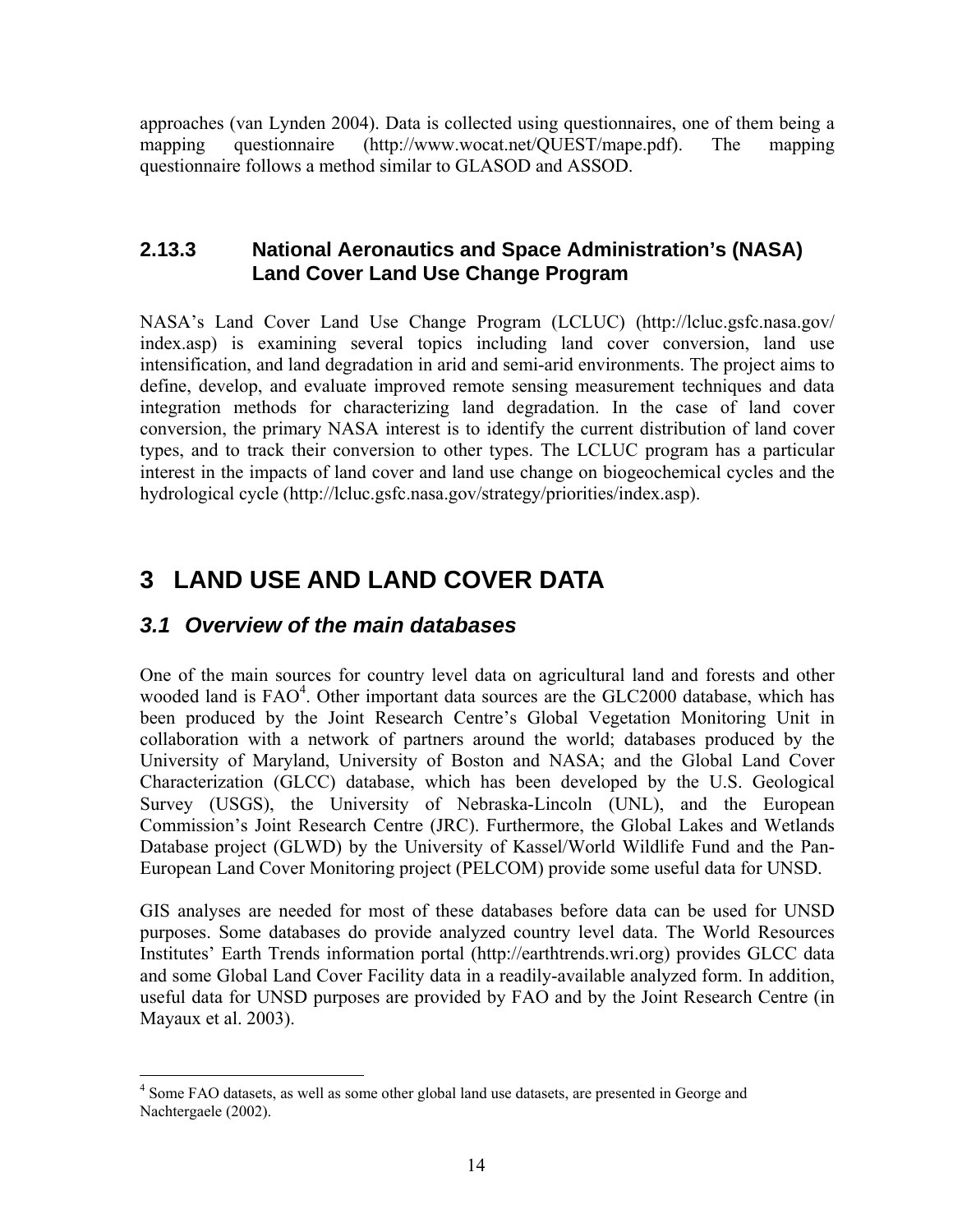approaches (van Lynden 2004). Data is collected using questionnaires, one of them being a mapping questionnaire (http://www.wocat.net/QUEST/mape.pdf). The mapping questionnaire follows a method similar to GLASOD and ASSOD.

### 2.13.3 National Aeronautics and Space Administration's (NASA) Land Cover Land Use Change Program

NASA's Land Cover Land Use Change Program (LCLUC) (http://lcluc.gsfc.nasa.gov/index.asp) is examining several topics including land cover conversion, land use intensification, and land degradation in arid and semi-arid environments. The project aims to define, develop, and evaluate improved remote sensing measurement techniques and data integration methods for characterizing land degradation. In the case of land cover conversion, the primary NASA interest is to identify the current distribution of land cover types, and to track their conversion to other types. The LCLUC program has a particular interest in the impacts of land cover and land use change on biogeochemical cycles and the hydrological cycle (http://lcluc.gsfc.nasa.gov/strategy/priorities/index.asp).

# 3 LAND USE AND LAND COVER DATA

## *3.1 Overview of the main databases*

One of the main sources for country level data on agricultural land and forests and other wooded land is FAO[4]. Other important data sources are the GLC2000 database, which has been produced by the Joint Research Centre's Global Vegetation Monitoring Unit in collaboration with a network of partners around the world; databases produced by the University of Maryland, University of Boston and NASA; and the Global Land Cover Characterization (GLCC) database, which has been developed by the U.S. Geological Survey (USGS), the University of Nebraska-Lincoln (UNL), and the European Commission's Joint Research Centre (JRC). Furthermore, the Global Lakes and Wetlands Database project (GLWD) by the University of Kassel/World Wildlife Fund and the Pan-European Land Cover Monitoring project (PELCOM) provide some useful data for UNSD.

GIS analyses are needed for most of these databases before data can be used for UNSD purposes. Some databases do provide analyzed country level data. The World Resources Institutes' Earth Trends information portal (http://earthtrends.wri.org) provides GLCC data and some Global Land Cover Facility data in a readily-available analyzed form. In addition, useful data for UNSD purposes are provided by FAO and by the Joint Research Centre (in Mayaux et al. 2003).

---

[4] Some FAO datasets, as well as some other global land use datasets, are presented in George and Nachtergaele (2002).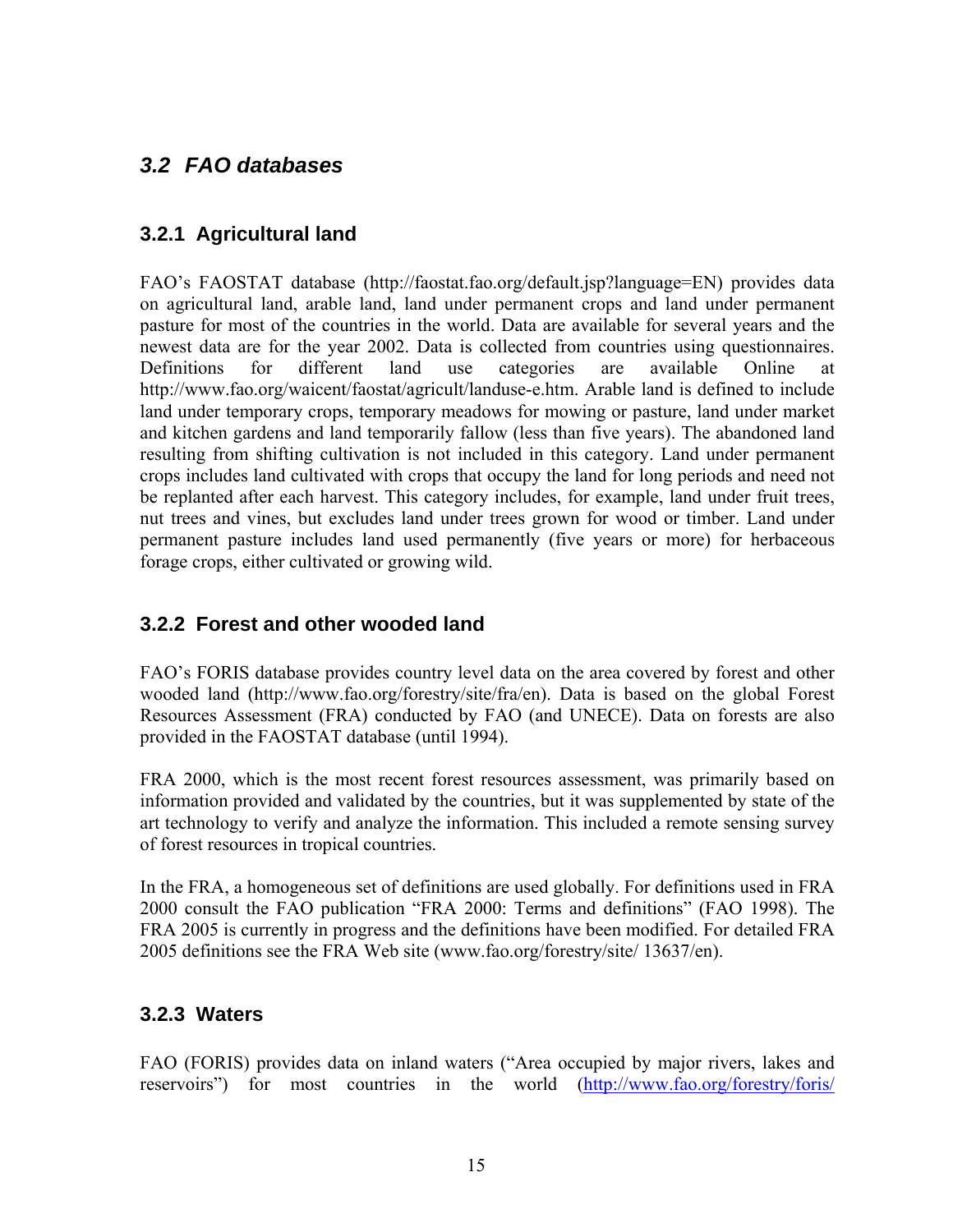## *3.2 FAO databases*

### 3.2.1 Agricultural land

FAO’s FAOSTAT database (http://faostat.fao.org/default.jsp?language=EN) provides data on agricultural land, arable land, land under permanent crops and land under permanent pasture for most of the countries in the world. Data are available for several years and the newest data are for the year 2002. Data is collected from countries using questionnaires. Definitions for different land use categories are available Online at http://www.fao.org/waicent/faostat/agricult/landuse-e.htm. Arable land is defined to include land under temporary crops, temporary meadows for mowing or pasture, land under market and kitchen gardens and land temporarily fallow (less than five years). The abandoned land resulting from shifting cultivation is not included in this category. Land under permanent crops includes land cultivated with crops that occupy the land for long periods and need not be replanted after each harvest. This category includes, for example, land under fruit trees, nut trees and vines, but excludes land under trees grown for wood or timber. Land under permanent pasture includes land used permanently (five years or more) for herbaceous forage crops, either cultivated or growing wild.

### 3.2.2 Forest and other wooded land

FAO’s FORIS database provides country level data on the area covered by forest and other wooded land (http://www.fao.org/forestry/site/fra/en). Data is based on the global Forest Resources Assessment (FRA) conducted by FAO (and UNECE). Data on forests are also provided in the FAOSTAT database (until 1994).

FRA 2000, which is the most recent forest resources assessment, was primarily based on information provided and validated by the countries, but it was supplemented by state of the art technology to verify and analyze the information. This included a remote sensing survey of forest resources in tropical countries.

In the FRA, a homogeneous set of definitions are used globally. For definitions used in FRA 2000 consult the FAO publication “FRA 2000: Terms and definitions” (FAO 1998). The FRA 2005 is currently in progress and the definitions have been modified. For detailed FRA 2005 definitions see the FRA Web site (www.fao.org/forestry/site/ 13637/en).

### 3.2.3 Waters

FAO (FORIS) provides data on inland waters (“Area occupied by major rivers, lakes and reservoirs”) for most countries in the world (http://www.fao.org/forestry/foris/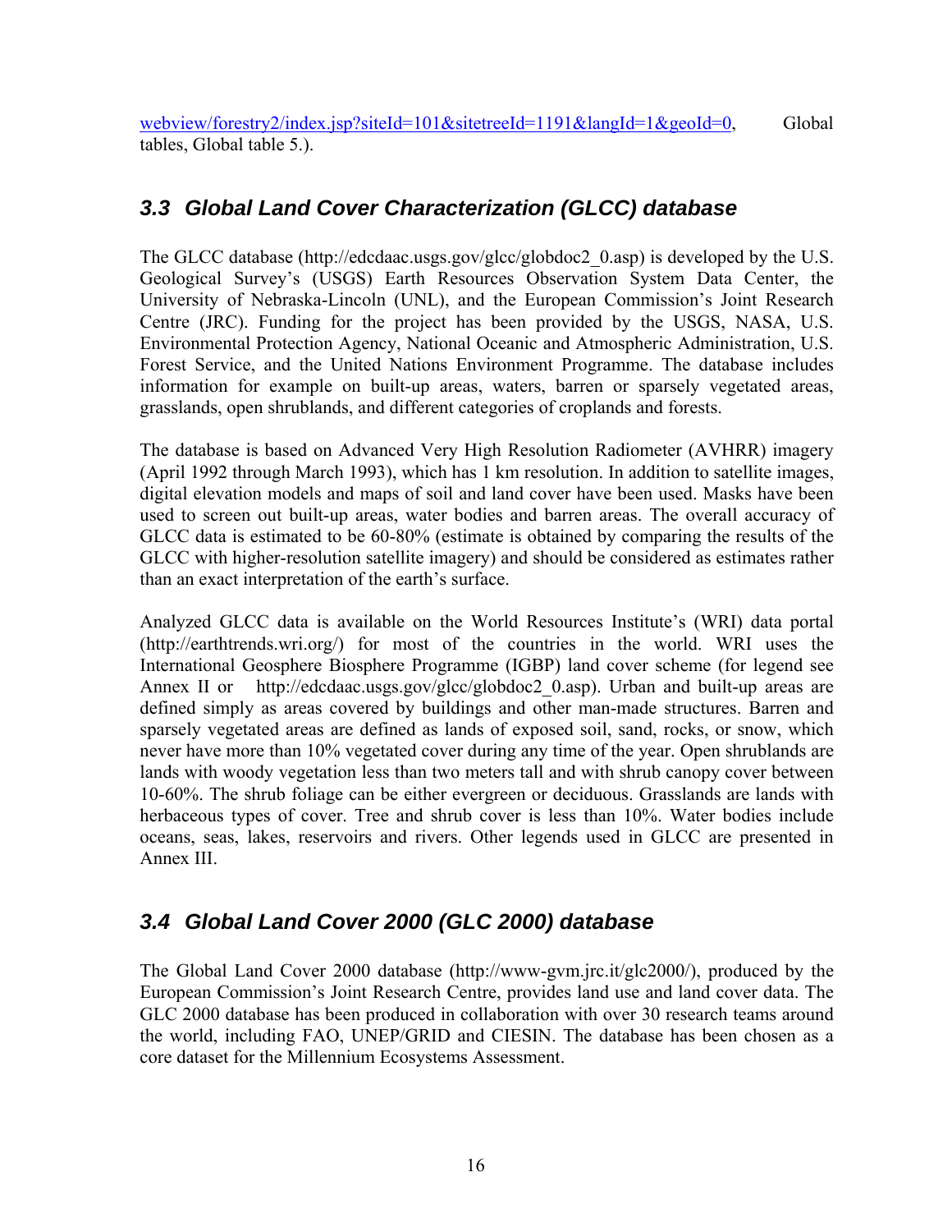webview/forestry2/index.jsp?siteId=101&sitetreeId=1191&langId=1&geoId=0, Global tables, Global table 5.).

## 3.3 Global Land Cover Characterization (GLCC) database

The GLCC database (http://edcdaac.usgs.gov/glcc/globdoc2_0.asp) is developed by the U.S. Geological Survey's (USGS) Earth Resources Observation System Data Center, the University of Nebraska-Lincoln (UNL), and the European Commission's Joint Research Centre (JRC). Funding for the project has been provided by the USGS, NASA, U.S. Environmental Protection Agency, National Oceanic and Atmospheric Administration, U.S. Forest Service, and the United Nations Environment Programme. The database includes information for example on built-up areas, waters, barren or sparsely vegetated areas, grasslands, open shrublands, and different categories of croplands and forests.

The database is based on Advanced Very High Resolution Radiometer (AVHRR) imagery (April 1992 through March 1993), which has 1 km resolution. In addition to satellite images, digital elevation models and maps of soil and land cover have been used. Masks have been used to screen out built-up areas, water bodies and barren areas. The overall accuracy of GLCC data is estimated to be 60-80% (estimate is obtained by comparing the results of the GLCC with higher-resolution satellite imagery) and should be considered as estimates rather than an exact interpretation of the earth's surface.

Analyzed GLCC data is available on the World Resources Institute's (WRI) data portal (http://earthtrends.wri.org/) for most of the countries in the world. WRI uses the International Geosphere Biosphere Programme (IGBP) land cover scheme (for legend see Annex II or http://edcdaac.usgs.gov/glcc/globdoc2_0.asp). Urban and built-up areas are defined simply as areas covered by buildings and other man-made structures. Barren and sparsely vegetated areas are defined as lands of exposed soil, sand, rocks, or snow, which never have more than 10% vegetated cover during any time of the year. Open shrublands are lands with woody vegetation less than two meters tall and with shrub canopy cover between 10-60%. The shrub foliage can be either evergreen or deciduous. Grasslands are lands with herbaceous types of cover. Tree and shrub cover is less than 10%. Water bodies include oceans, seas, lakes, reservoirs and rivers. Other legends used in GLCC are presented in Annex III.

## 3.4 Global Land Cover 2000 (GLC 2000) database

The Global Land Cover 2000 database (http://www-gvm.jrc.it/glc2000/), produced by the European Commission's Joint Research Centre, provides land use and land cover data. The GLC 2000 database has been produced in collaboration with over 30 research teams around the world, including FAO, UNEP/GRID and CIESIN. The database has been chosen as a core dataset for the Millennium Ecosystems Assessment.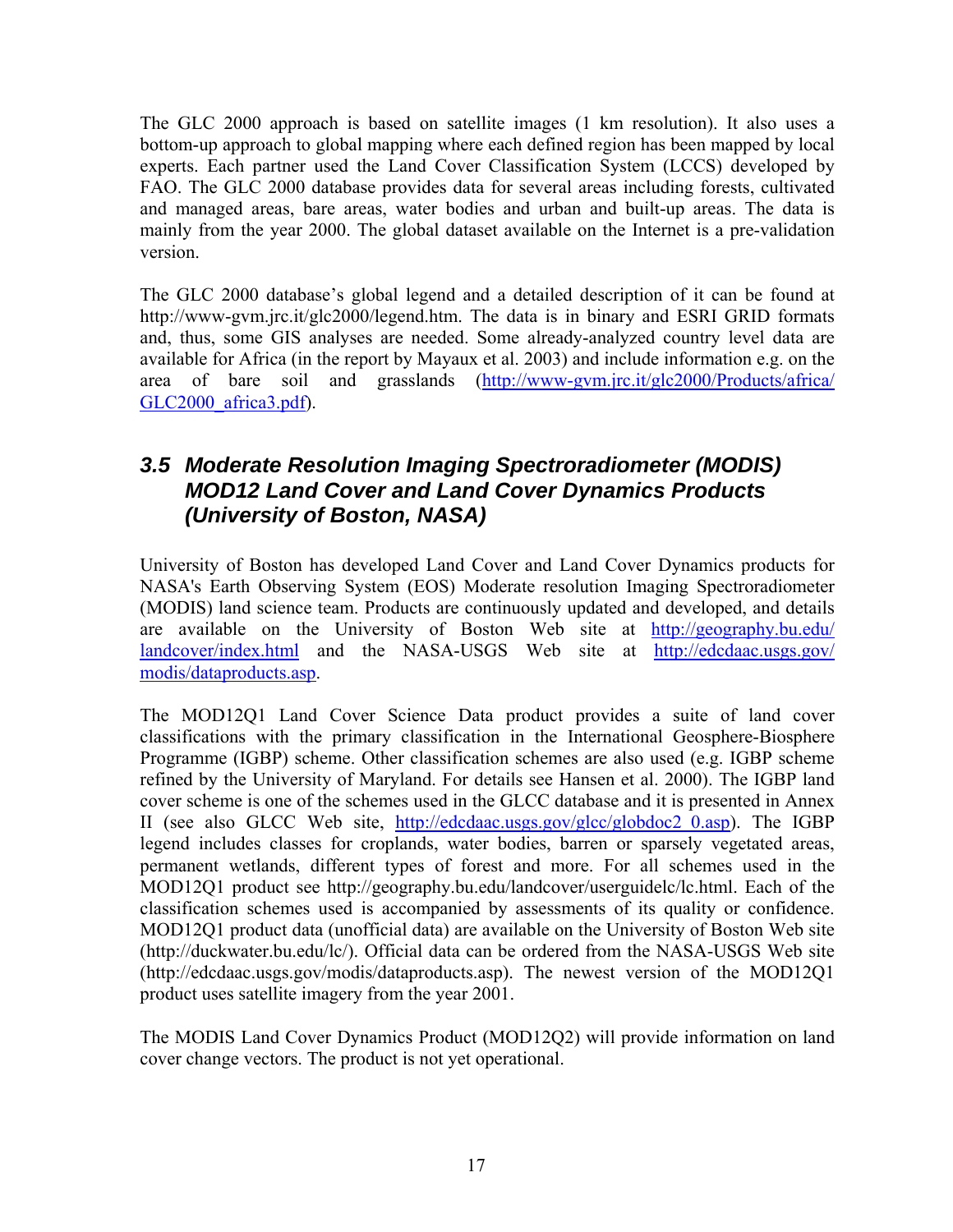The GLC 2000 approach is based on satellite images (1 km resolution). It also uses a bottom-up approach to global mapping where each defined region has been mapped by local experts. Each partner used the Land Cover Classification System (LCCS) developed by FAO. The GLC 2000 database provides data for several areas including forests, cultivated and managed areas, bare areas, water bodies and urban and built-up areas. The data is mainly from the year 2000. The global dataset available on the Internet is a pre-validation version.

The GLC 2000 database's global legend and a detailed description of it can be found at http://www-gvm.jrc.it/glc2000/legend.htm. The data is in binary and ESRI GRID formats and, thus, some GIS analyses are needed. Some already-analyzed country level data are available for Africa (in the report by Mayaux et al. 2003) and include information e.g. on the area of bare soil and grasslands (http://www-gvm.jrc.it/glc2000/Products/africa/GLC2000_africa3.pdf).

## *3.5 Moderate Resolution Imaging Spectroradiometer (MODIS) MOD12 Land Cover and Land Cover Dynamics Products (University of Boston, NASA)*

University of Boston has developed Land Cover and Land Cover Dynamics products for NASA's Earth Observing System (EOS) Moderate resolution Imaging Spectroradiometer (MODIS) land science team. Products are continuously updated and developed, and details are available on the University of Boston Web site at http://geography.bu.edu/landcover/index.html and the NASA-USGS Web site at http://edcdaac.usgs.gov/modis/dataproducts.asp.

The MOD12Q1 Land Cover Science Data product provides a suite of land cover classifications with the primary classification in the International Geosphere-Biosphere Programme (IGBP) scheme. Other classification schemes are also used (e.g. IGBP scheme refined by the University of Maryland. For details see Hansen et al. 2000). The IGBP land cover scheme is one of the schemes used in the GLCC database and it is presented in Annex II (see also GLCC Web site, http://edcdaac.usgs.gov/glcc/globdoc2_0.asp). The IGBP legend includes classes for croplands, water bodies, barren or sparsely vegetated areas, permanent wetlands, different types of forest and more. For all schemes used in the MOD12Q1 product see http://geography.bu.edu/landcover/userguidelc/lc.html. Each of the classification schemes used is accompanied by assessments of its quality or confidence. MOD12Q1 product data (unofficial data) are available on the University of Boston Web site (http://duckwater.bu.edu/lc/). Official data can be ordered from the NASA-USGS Web site (http://edcdaac.usgs.gov/modis/dataproducts.asp). The newest version of the MOD12Q1 product uses satellite imagery from the year 2001.

The MODIS Land Cover Dynamics Product (MOD12Q2) will provide information on land cover change vectors. The product is not yet operational.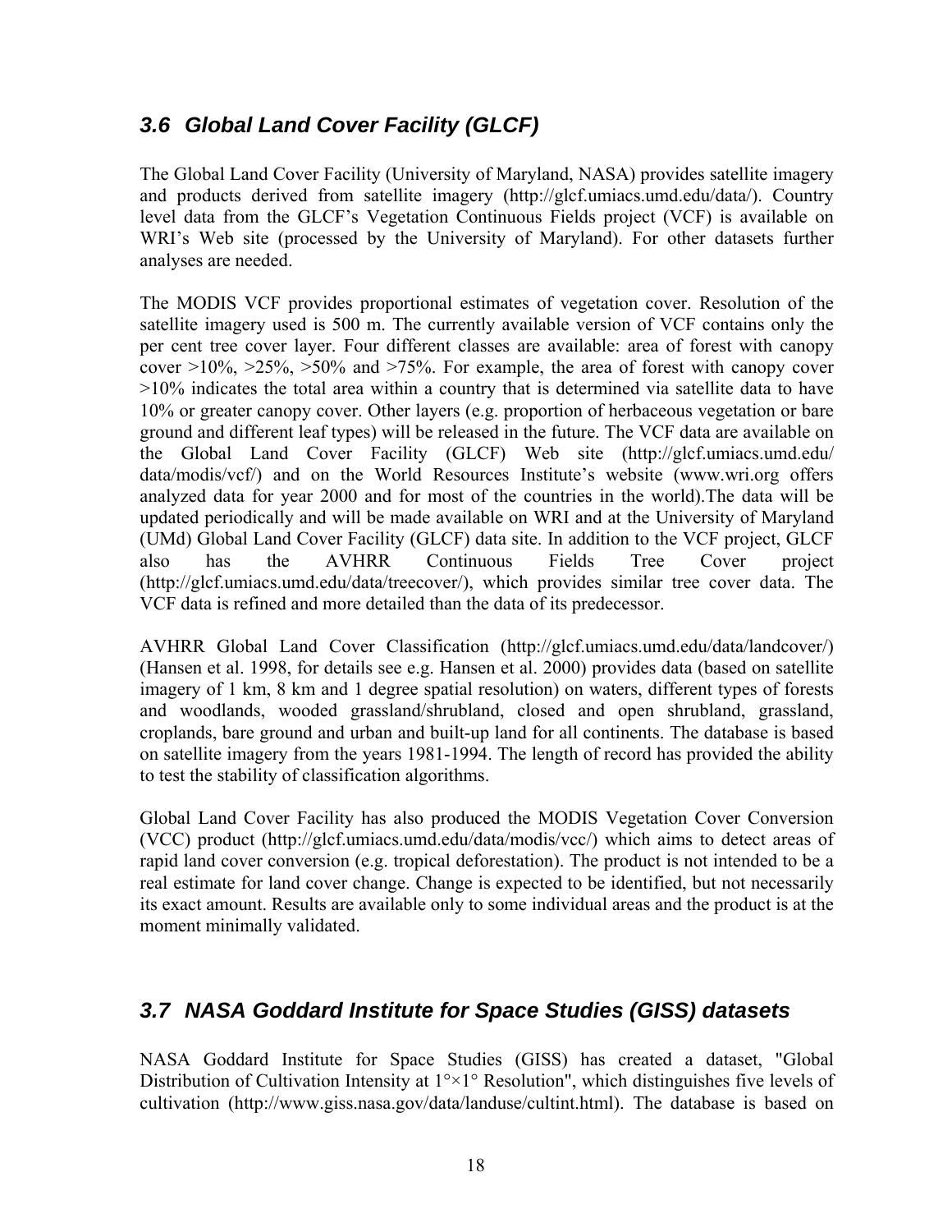## 3.6 Global Land Cover Facility (GLCF)

The Global Land Cover Facility (University of Maryland, NASA) provides satellite imagery and products derived from satellite imagery (http://glcf.umiacs.umd.edu/data/). Country level data from the GLCF's Vegetation Continuous Fields project (VCF) is available on WRI's Web site (processed by the University of Maryland). For other datasets further analyses are needed.

The MODIS VCF provides proportional estimates of vegetation cover. Resolution of the satellite imagery used is 500 m. The currently available version of VCF contains only the per cent tree cover layer. Four different classes are available: area of forest with canopy cover >10%, >25%, >50% and >75%. For example, the area of forest with canopy cover >10% indicates the total area within a country that is determined via satellite data to have 10% or greater canopy cover. Other layers (e.g. proportion of herbaceous vegetation or bare ground and different leaf types) will be released in the future. The VCF data are available on the Global Land Cover Facility (GLCF) Web site (http://glcf.umiacs.umd.edu/data/modis/vcf/) and on the World Resources Institute's website (www.wri.org offers analyzed data for year 2000 and for most of the countries in the world).The data will be updated periodically and will be made available on WRI and at the University of Maryland (UMd) Global Land Cover Facility (GLCF) data site. In addition to the VCF project, GLCF also has the AVHRR Continuous Fields Tree Cover project (http://glcf.umiacs.umd.edu/data/treecover/), which provides similar tree cover data. The VCF data is refined and more detailed than the data of its predecessor.

AVHRR Global Land Cover Classification (http://glcf.umiacs.umd.edu/data/landcover/) (Hansen et al. 1998, for details see e.g. Hansen et al. 2000) provides data (based on satellite imagery of 1 km, 8 km and 1 degree spatial resolution) on waters, different types of forests and woodlands, wooded grassland/shrubland, closed and open shrubland, grassland, croplands, bare ground and urban and built-up land for all continents. The database is based on satellite imagery from the years 1981-1994. The length of record has provided the ability to test the stability of classification algorithms.

Global Land Cover Facility has also produced the MODIS Vegetation Cover Conversion (VCC) product (http://glcf.umiacs.umd.edu/data/modis/vcc/) which aims to detect areas of rapid land cover conversion (e.g. tropical deforestation). The product is not intended to be a real estimate for land cover change. Change is expected to be identified, but not necessarily its exact amount. Results are available only to some individual areas and the product is at the moment minimally validated.

## 3.7 NASA Goddard Institute for Space Studies (GISS) datasets

NASA Goddard Institute for Space Studies (GISS) has created a dataset, "Global Distribution of Cultivation Intensity at 1°×1° Resolution", which distinguishes five levels of cultivation (http://www.giss.nasa.gov/data/landuse/cultint.html). The database is based on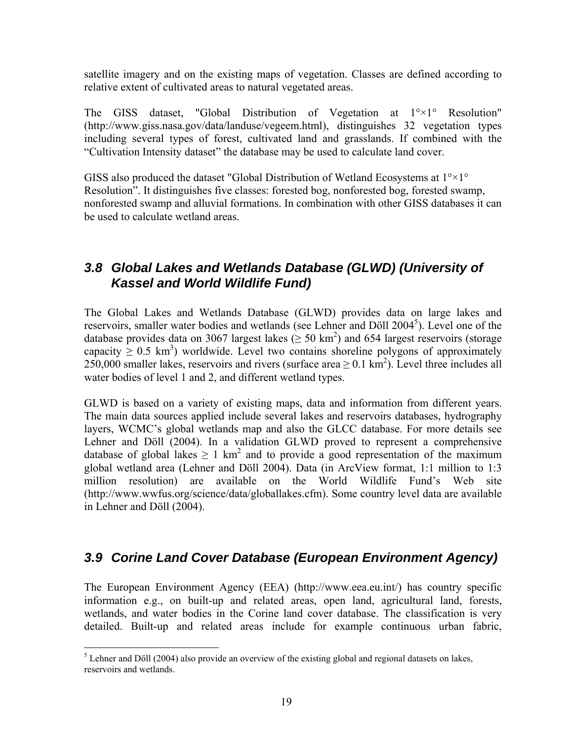satellite imagery and on the existing maps of vegetation. Classes are defined according to relative extent of cultivated areas to natural vegetated areas.

The GISS dataset, "Global Distribution of Vegetation at 1°×1° Resolution" (http://www.giss.nasa.gov/data/landuse/vegeem.html), distinguishes 32 vegetation types including several types of forest, cultivated land and grasslands. If combined with the "Cultivation Intensity dataset" the database may be used to calculate land cover.

GISS also produced the dataset "Global Distribution of Wetland Ecosystems at 1°×1° Resolution". It distinguishes five classes: forested bog, nonforested bog, forested swamp, nonforested swamp and alluvial formations. In combination with other GISS databases it can be used to calculate wetland areas.

## *3.8 Global Lakes and Wetlands Database (GLWD) (University of Kassel and World Wildlife Fund)*

The Global Lakes and Wetlands Database (GLWD) provides data on large lakes and reservoirs, smaller water bodies and wetlands (see Lehner and Döll 2004[5]). Level one of the database provides data on 3067 largest lakes ($\geq$ 50 km$^2$) and 654 largest reservoirs (storage capacity $\geq$ 0.5 km$^3$) worldwide. Level two contains shoreline polygons of approximately 250,000 smaller lakes, reservoirs and rivers (surface area $\geq$ 0.1 km$^2$). Level three includes all water bodies of level 1 and 2, and different wetland types.

GLWD is based on a variety of existing maps, data and information from different years. The main data sources applied include several lakes and reservoirs databases, hydrography layers, WCMC's global wetlands map and also the GLCC database. For more details see Lehner and Döll (2004). In a validation GLWD proved to represent a comprehensive database of global lakes $\geq$ 1 km$^2$ and to provide a good representation of the maximum global wetland area (Lehner and Döll 2004). Data (in ArcView format, 1:1 million to 1:3 million resolution) are available on the World Wildlife Fund's Web site (http://www.wwfus.org/science/data/globallakes.cfm). Some country level data are available in Lehner and Döll (2004).

## *3.9 Corine Land Cover Database (European Environment Agency)*

The European Environment Agency (EEA) (http://www.eea.eu.int/) has country specific information e.g., on built-up and related areas, open land, agricultural land, forests, wetlands, and water bodies in the Corine land cover database. The classification is very detailed. Built-up and related areas include for example continuous urban fabric,

[5] Lehner and Döll (2004) also provide an overview of the existing global and regional datasets on lakes, reservoirs and wetlands.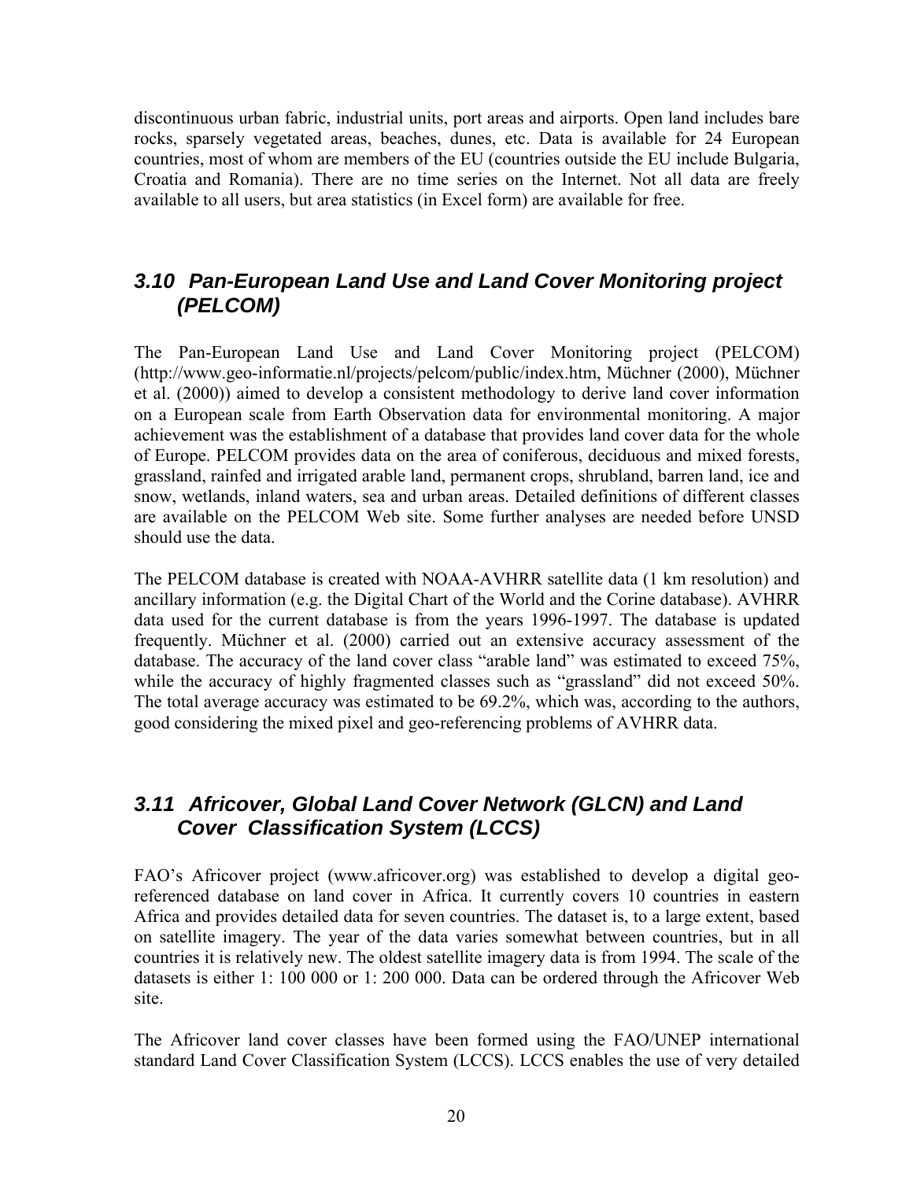discontinuous urban fabric, industrial units, port areas and airports. Open land includes bare rocks, sparsely vegetated areas, beaches, dunes, etc. Data is available for 24 European countries, most of whom are members of the EU (countries outside the EU include Bulgaria, Croatia and Romania). There are no time series on the Internet. Not all data are freely available to all users, but area statistics (in Excel form) are available for free.

## 3.10 Pan-European Land Use and Land Cover Monitoring project (PELCOM)

The Pan-European Land Use and Land Cover Monitoring project (PELCOM) (http://www.geo-informatie.nl/projects/pelcom/public/index.htm, Müchner (2000), Müchner et al. (2000)) aimed to develop a consistent methodology to derive land cover information on a European scale from Earth Observation data for environmental monitoring. A major achievement was the establishment of a database that provides land cover data for the whole of Europe. PELCOM provides data on the area of coniferous, deciduous and mixed forests, grassland, rainfed and irrigated arable land, permanent crops, shrubland, barren land, ice and snow, wetlands, inland waters, sea and urban areas. Detailed definitions of different classes are available on the PELCOM Web site. Some further analyses are needed before UNSD should use the data.

The PELCOM database is created with NOAA-AVHRR satellite data (1 km resolution) and ancillary information (e.g. the Digital Chart of the World and the Corine database). AVHRR data used for the current database is from the years 1996-1997. The database is updated frequently. Müchner et al. (2000) carried out an extensive accuracy assessment of the database. The accuracy of the land cover class "arable land" was estimated to exceed 75%, while the accuracy of highly fragmented classes such as "grassland" did not exceed 50%. The total average accuracy was estimated to be 69.2%, which was, according to the authors, good considering the mixed pixel and geo-referencing problems of AVHRR data.

## 3.11 Africover, Global Land Cover Network (GLCN) and Land Cover Classification System (LCCS)

FAO's Africover project (www.africover.org) was established to develop a digital geo-referenced database on land cover in Africa. It currently covers 10 countries in eastern Africa and provides detailed data for seven countries. The dataset is, to a large extent, based on satellite imagery. The year of the data varies somewhat between countries, but in all countries it is relatively new. The oldest satellite imagery data is from 1994. The scale of the datasets is either 1: 100 000 or 1: 200 000. Data can be ordered through the Africover Web site.

The Africover land cover classes have been formed using the FAO/UNEP international standard Land Cover Classification System (LCCS). LCCS enables the use of very detailed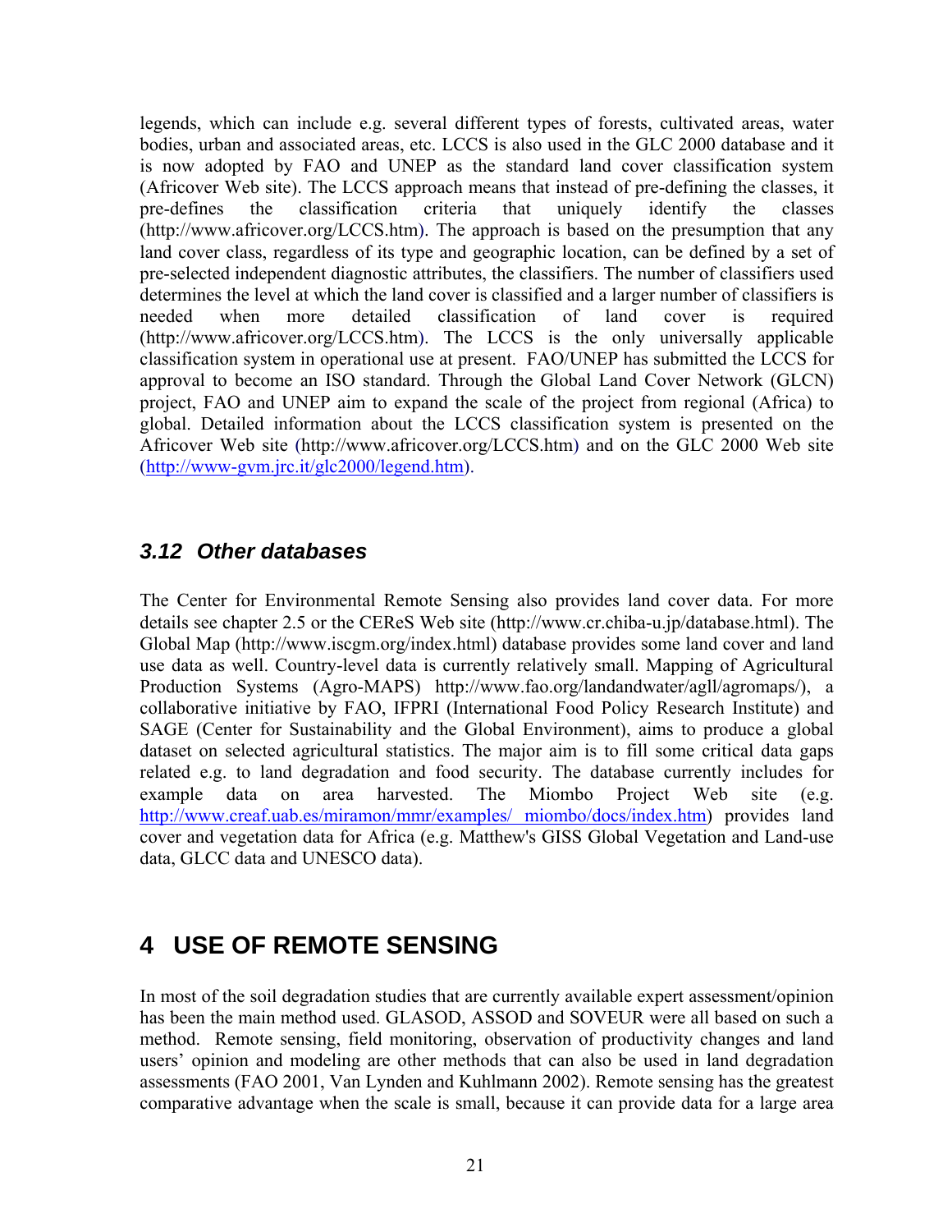legends, which can include e.g. several different types of forests, cultivated areas, water bodies, urban and associated areas, etc. LCCS is also used in the GLC 2000 database and it is now adopted by FAO and UNEP as the standard land cover classification system (Africover Web site). The LCCS approach means that instead of pre-defining the classes, it pre-defines the classification criteria that uniquely identify the classes (http://www.africover.org/LCCS.htm). The approach is based on the presumption that any land cover class, regardless of its type and geographic location, can be defined by a set of pre-selected independent diagnostic attributes, the classifiers. The number of classifiers used determines the level at which the land cover is classified and a larger number of classifiers is needed when more detailed classification of land cover is required (http://www.africover.org/LCCS.htm). The LCCS is the only universally applicable classification system in operational use at present. FAO/UNEP has submitted the LCCS for approval to become an ISO standard. Through the Global Land Cover Network (GLCN) project, FAO and UNEP aim to expand the scale of the project from regional (Africa) to global. Detailed information about the LCCS classification system is presented on the Africover Web site (http://www.africover.org/LCCS.htm) and on the GLC 2000 Web site (http://www-gvm.jrc.it/glc2000/legend.htm).

### 3.12 *Other databases*

The Center for Environmental Remote Sensing also provides land cover data. For more details see chapter 2.5 or the CEReS Web site (http://www.cr.chiba-u.jp/database.html). The Global Map (http://www.iscgm.org/index.html) database provides some land cover and land use data as well. Country-level data is currently relatively small. Mapping of Agricultural Production Systems (Agro-MAPS) http://www.fao.org/landandwater/agll/agromaps/), a collaborative initiative by FAO, IFPRI (International Food Policy Research Institute) and SAGE (Center for Sustainability and the Global Environment), aims to produce a global dataset on selected agricultural statistics. The major aim is to fill some critical data gaps related e.g. to land degradation and food security. The database currently includes for example data on area harvested. The Miombo Project Web site (e.g. http://www.creaf.uab.es/miramon/mmr/examples/ miombo/docs/index.htm) provides land cover and vegetation data for Africa (e.g. Matthew's GISS Global Vegetation and Land-use data, GLCC data and UNESCO data).

## 4 USE OF REMOTE SENSING

In most of the soil degradation studies that are currently available expert assessment/opinion has been the main method used. GLASOD, ASSOD and SOVEUR were all based on such a method. Remote sensing, field monitoring, observation of productivity changes and land users' opinion and modeling are other methods that can also be used in land degradation assessments (FAO 2001, Van Lynden and Kuhlmann 2002). Remote sensing has the greatest comparative advantage when the scale is small, because it can provide data for a large area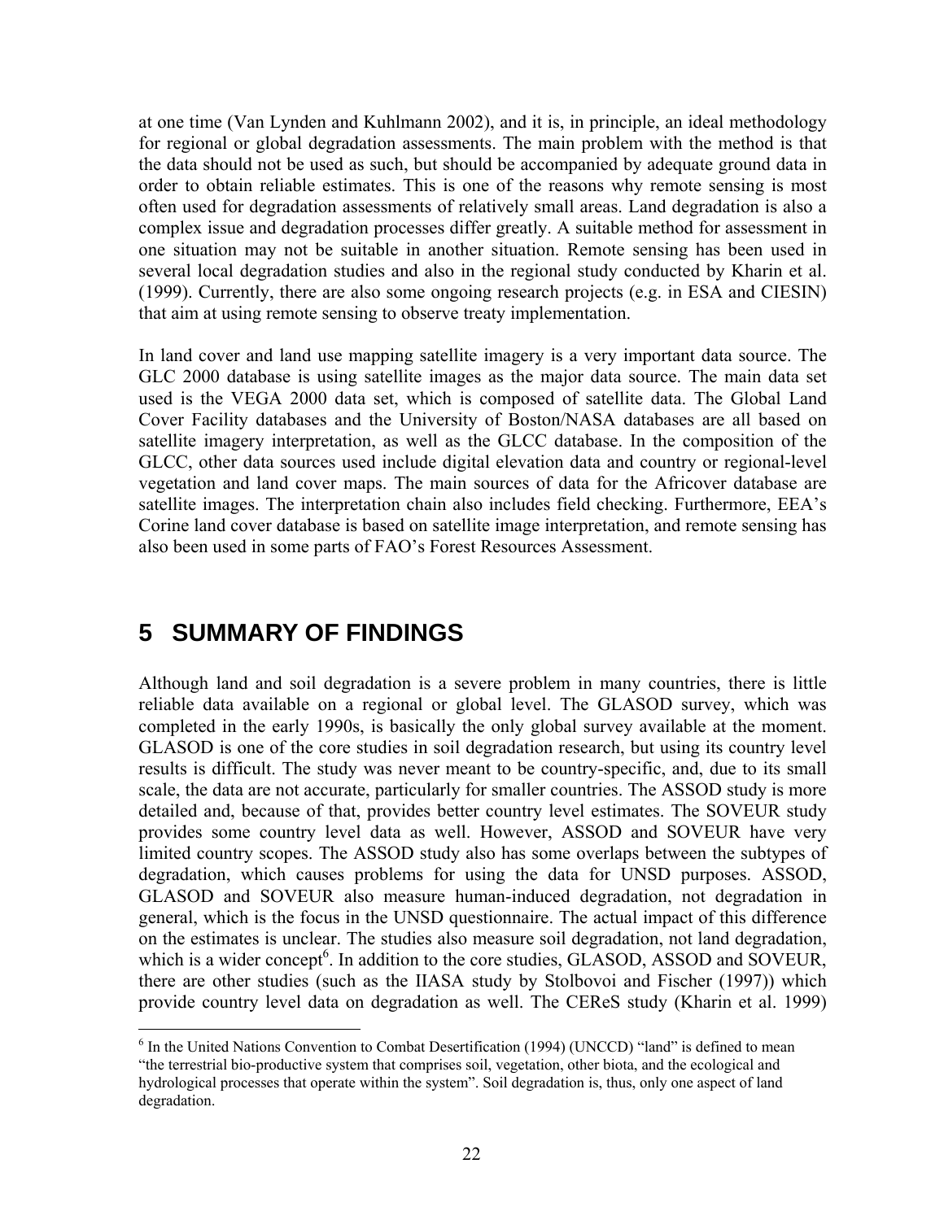at one time (Van Lynden and Kuhlmann 2002), and it is, in principle, an ideal methodology for regional or global degradation assessments. The main problem with the method is that the data should not be used as such, but should be accompanied by adequate ground data in order to obtain reliable estimates. This is one of the reasons why remote sensing is most often used for degradation assessments of relatively small areas. Land degradation is also a complex issue and degradation processes differ greatly. A suitable method for assessment in one situation may not be suitable in another situation. Remote sensing has been used in several local degradation studies and also in the regional study conducted by Kharin et al. (1999). Currently, there are also some ongoing research projects (e.g. in ESA and CIESIN) that aim at using remote sensing to observe treaty implementation.

In land cover and land use mapping satellite imagery is a very important data source. The GLC 2000 database is using satellite images as the major data source. The main data set used is the VEGA 2000 data set, which is composed of satellite data. The Global Land Cover Facility databases and the University of Boston/NASA databases are all based on satellite imagery interpretation, as well as the GLCC database. In the composition of the GLCC, other data sources used include digital elevation data and country or regional-level vegetation and land cover maps. The main sources of data for the Africover database are satellite images. The interpretation chain also includes field checking. Furthermore, EEA's Corine land cover database is based on satellite image interpretation, and remote sensing has also been used in some parts of FAO's Forest Resources Assessment.

# 5 SUMMARY OF FINDINGS

Although land and soil degradation is a severe problem in many countries, there is little reliable data available on a regional or global level. The GLASOD survey, which was completed in the early 1990s, is basically the only global survey available at the moment. GLASOD is one of the core studies in soil degradation research, but using its country level results is difficult. The study was never meant to be country-specific, and, due to its small scale, the data are not accurate, particularly for smaller countries. The ASSOD study is more detailed and, because of that, provides better country level estimates. The SOVEUR study provides some country level data as well. However, ASSOD and SOVEUR have very limited country scopes. The ASSOD study also has some overlaps between the subtypes of degradation, which causes problems for using the data for UNSD purposes. ASSOD, GLASOD and SOVEUR also measure human-induced degradation, not degradation in general, which is the focus in the UNSD questionnaire. The actual impact of this difference on the estimates is unclear. The studies also measure soil degradation, not land degradation, which is a wider concept[6]. In addition to the core studies, GLASOD, ASSOD and SOVEUR, there are other studies (such as the IIASA study by Stolbovoi and Fischer (1997)) which provide country level data on degradation as well. The CEReS study (Kharin et al. 1999)

[6] In the United Nations Convention to Combat Desertification (1994) (UNCCD) "land" is defined to mean "the terrestrial bio-productive system that comprises soil, vegetation, other biota, and the ecological and hydrological processes that operate within the system". Soil degradation is, thus, only one aspect of land degradation.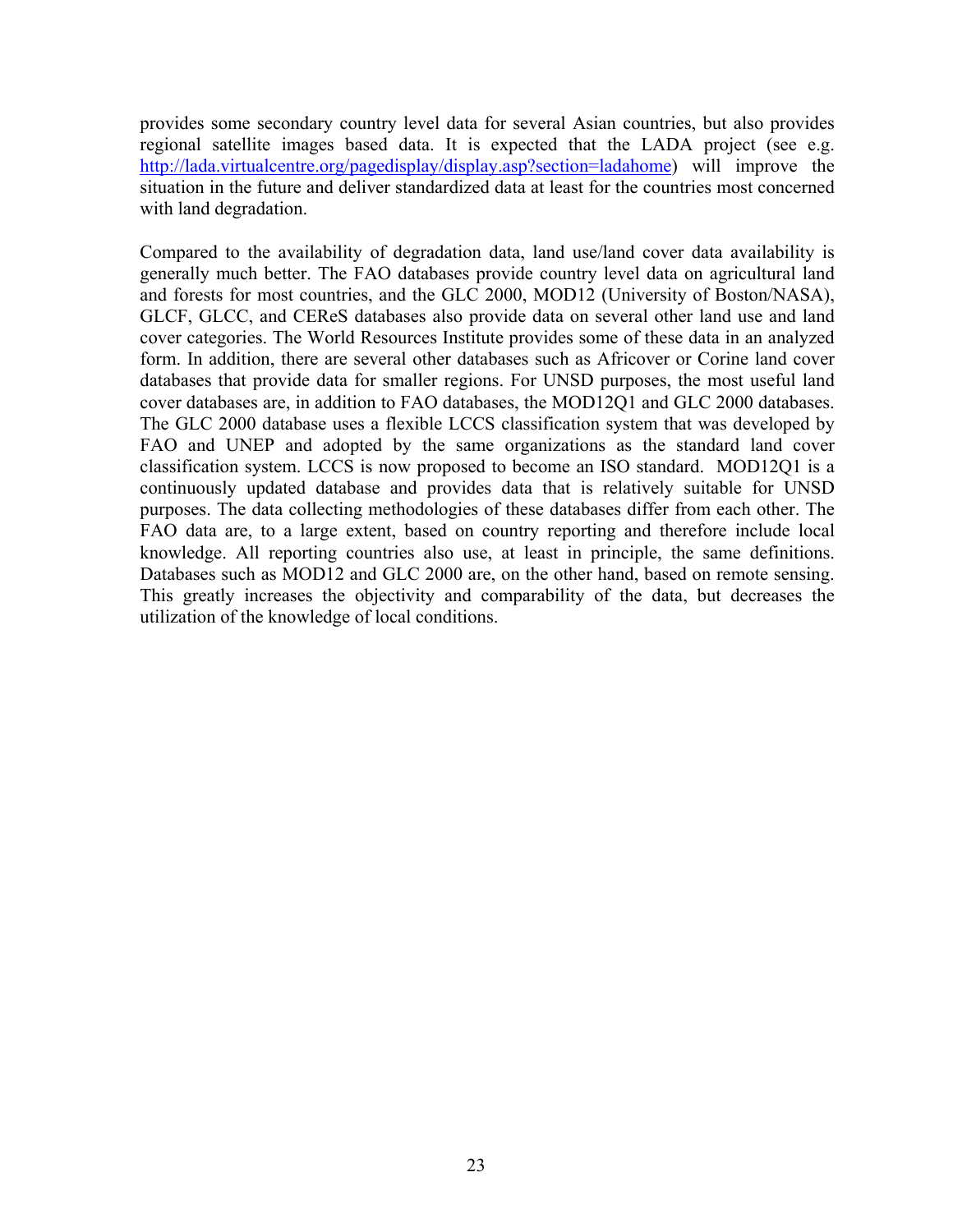provides some secondary country level data for several Asian countries, but also provides regional satellite images based data. It is expected that the LADA project (see e.g. [http://lada.virtualcentre.org/pagedisplay/display.asp?section=ladahome](http://lada.virtualcentre.org/pagedisplay/display.asp?section=ladahome)) will improve the situation in the future and deliver standardized data at least for the countries most concerned with land degradation.

Compared to the availability of degradation data, land use/land cover data availability is generally much better. The FAO databases provide country level data on agricultural land and forests for most countries, and the GLC 2000, MOD12 (University of Boston/NASA), GLCF, GLCC, and CEReS databases also provide data on several other land use and land cover categories. The World Resources Institute provides some of these data in an analyzed form. In addition, there are several other databases such as Africover or Corine land cover databases that provide data for smaller regions. For UNSD purposes, the most useful land cover databases are, in addition to FAO databases, the MOD12Q1 and GLC 2000 databases. The GLC 2000 database uses a flexible LCCS classification system that was developed by FAO and UNEP and adopted by the same organizations as the standard land cover classification system. LCCS is now proposed to become an ISO standard. MOD12Q1 is a continuously updated database and provides data that is relatively suitable for UNSD purposes. The data collecting methodologies of these databases differ from each other. The FAO data are, to a large extent, based on country reporting and therefore include local knowledge. All reporting countries also use, at least in principle, the same definitions. Databases such as MOD12 and GLC 2000 are, on the other hand, based on remote sensing. This greatly increases the objectivity and comparability of the data, but decreases the utilization of the knowledge of local conditions.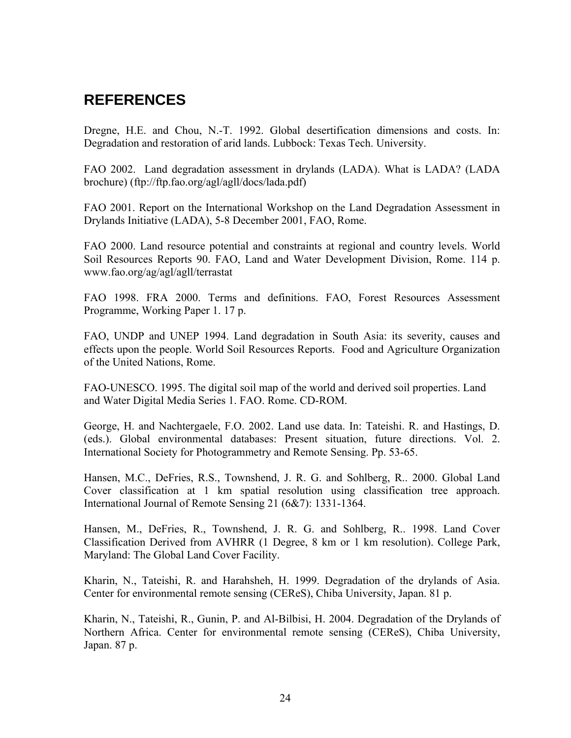## REFERENCES

Dregne, H.E. and Chou, N.-T. 1992. Global desertification dimensions and costs. In: Degradation and restoration of arid lands. Lubbock: Texas Tech. University.

FAO 2002. Land degradation assessment in drylands (LADA). What is LADA? (LADA brochure) (ftp://ftp.fao.org/agl/agll/docs/lada.pdf)

FAO 2001. Report on the International Workshop on the Land Degradation Assessment in Drylands Initiative (LADA), 5-8 December 2001, FAO, Rome.

FAO 2000. Land resource potential and constraints at regional and country levels. World Soil Resources Reports 90. FAO, Land and Water Development Division, Rome. 114 p. www.fao.org/ag/agl/agll/terrastat

FAO 1998. FRA 2000. Terms and definitions. FAO, Forest Resources Assessment Programme, Working Paper 1. 17 p.

FAO, UNDP and UNEP 1994. Land degradation in South Asia: its severity, causes and effects upon the people. World Soil Resources Reports. Food and Agriculture Organization of the United Nations, Rome.

FAO-UNESCO. 1995. The digital soil map of the world and derived soil properties. Land and Water Digital Media Series 1. FAO. Rome. CD-ROM.

George, H. and Nachtergaele, F.O. 2002. Land use data. In: Tateishi. R. and Hastings, D. (eds.). Global environmental databases: Present situation, future directions. Vol. 2. International Society for Photogrammetry and Remote Sensing. Pp. 53-65.

Hansen, M.C., DeFries, R.S., Townshend, J. R. G. and Sohlberg, R.. 2000. Global Land Cover classification at 1 km spatial resolution using classification tree approach. International Journal of Remote Sensing 21 (6&7): 1331-1364.

Hansen, M., DeFries, R., Townshend, J. R. G. and Sohlberg, R.. 1998. Land Cover Classification Derived from AVHRR (1 Degree, 8 km or 1 km resolution). College Park, Maryland: The Global Land Cover Facility.

Kharin, N., Tateishi, R. and Harahsheh, H. 1999. Degradation of the drylands of Asia. Center for environmental remote sensing (CEReS), Chiba University, Japan. 81 p.

Kharin, N., Tateishi, R., Gunin, P. and Al-Bilbisi, H. 2004. Degradation of the Drylands of Northern Africa. Center for environmental remote sensing (CEReS), Chiba University, Japan. 87 p.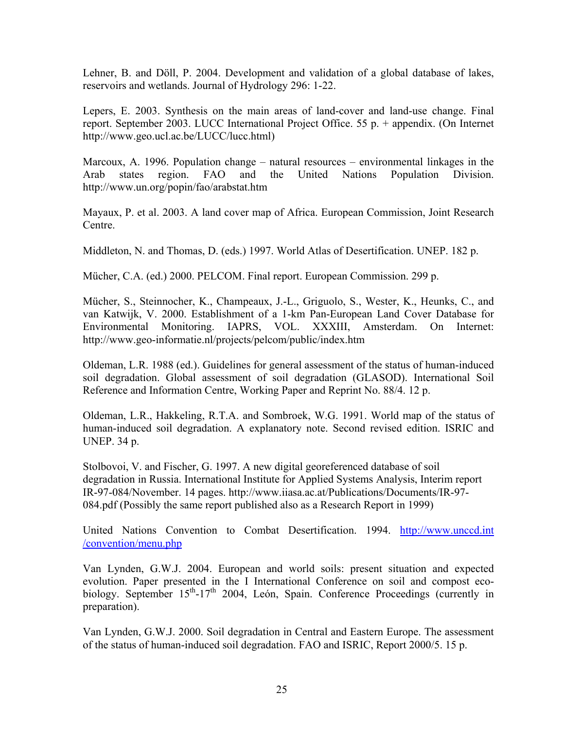Lehner, B. and Döll, P. 2004. Development and validation of a global database of lakes, reservoirs and wetlands. Journal of Hydrology 296: 1-22.

Lepers, E. 2003. Synthesis on the main areas of land-cover and land-use change. Final report. September 2003. LUCC International Project Office. 55 p. + appendix. (On Internet http://www.geo.ucl.ac.be/LUCC/lucc.html)

Marcoux, A. 1996. Population change – natural resources – environmental linkages in the Arab states region. FAO and the United Nations Population Division. http://www.un.org/popin/fao/arabstat.htm

Mayaux, P. et al. 2003. A land cover map of Africa. European Commission, Joint Research Centre.

Middleton, N. and Thomas, D. (eds.) 1997. World Atlas of Desertification. UNEP. 182 p.

Mücher, C.A. (ed.) 2000. PELCOM. Final report. European Commission. 299 p.

Mücher, S., Steinnocher, K., Champeaux, J.-L., Griguolo, S., Wester, K., Heunks, C., and van Katwijk, V. 2000. Establishment of a 1-km Pan-European Land Cover Database for Environmental Monitoring. IAPRS, VOL. XXXIII, Amsterdam. On Internet: http://www.geo-informatie.nl/projects/pelcom/public/index.htm

Oldeman, L.R. 1988 (ed.). Guidelines for general assessment of the status of human-induced soil degradation. Global assessment of soil degradation (GLASOD). International Soil Reference and Information Centre, Working Paper and Reprint No. 88/4. 12 p.

Oldeman, L.R., Hakkeling, R.T.A. and Sombroek, W.G. 1991. World map of the status of human-induced soil degradation. A explanatory note. Second revised edition. ISRIC and UNEP. 34 p.

Stolbovoi, V. and Fischer, G. 1997. A new digital georeferenced database of soil degradation in Russia. International Institute for Applied Systems Analysis, Interim report IR-97-084/November. 14 pages. http://www.iiasa.ac.at/Publications/Documents/IR-97-084.pdf (Possibly the same report published also as a Research Report in 1999)

United Nations Convention to Combat Desertification. 1994. http://www.unccd.int/convention/menu.php

Van Lynden, G.W.J. 2004. European and world soils: present situation and expected evolution. Paper presented in the I International Conference on soil and compost eco-biology. September 15th-17th 2004, León, Spain. Conference Proceedings (currently in preparation).

Van Lynden, G.W.J. 2000. Soil degradation in Central and Eastern Europe. The assessment of the status of human-induced soil degradation. FAO and ISRIC, Report 2000/5. 15 p.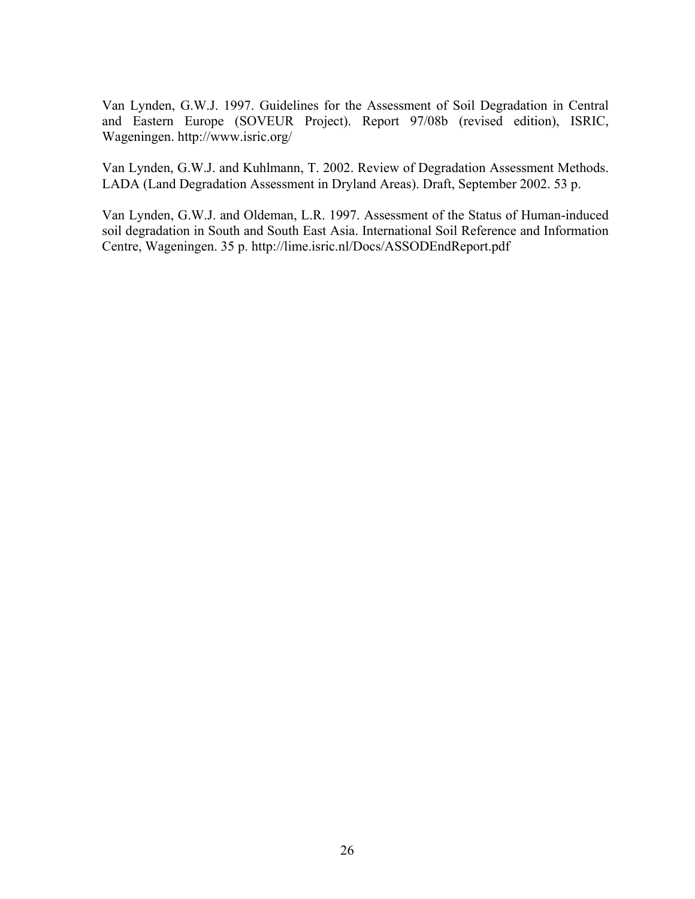Van Lynden, G.W.J. 1997. Guidelines for the Assessment of Soil Degradation in Central and Eastern Europe (SOVEUR Project). Report 97/08b (revised edition), ISRIC, Wageningen. http://www.isric.org/

Van Lynden, G.W.J. and Kuhlmann, T. 2002. Review of Degradation Assessment Methods. LADA (Land Degradation Assessment in Dryland Areas). Draft, September 2002. 53 p.

Van Lynden, G.W.J. and Oldeman, L.R. 1997. Assessment of the Status of Human-induced soil degradation in South and South East Asia. International Soil Reference and Information Centre, Wageningen. 35 p. http://lime.isric.nl/Docs/ASSODEndReport.pdf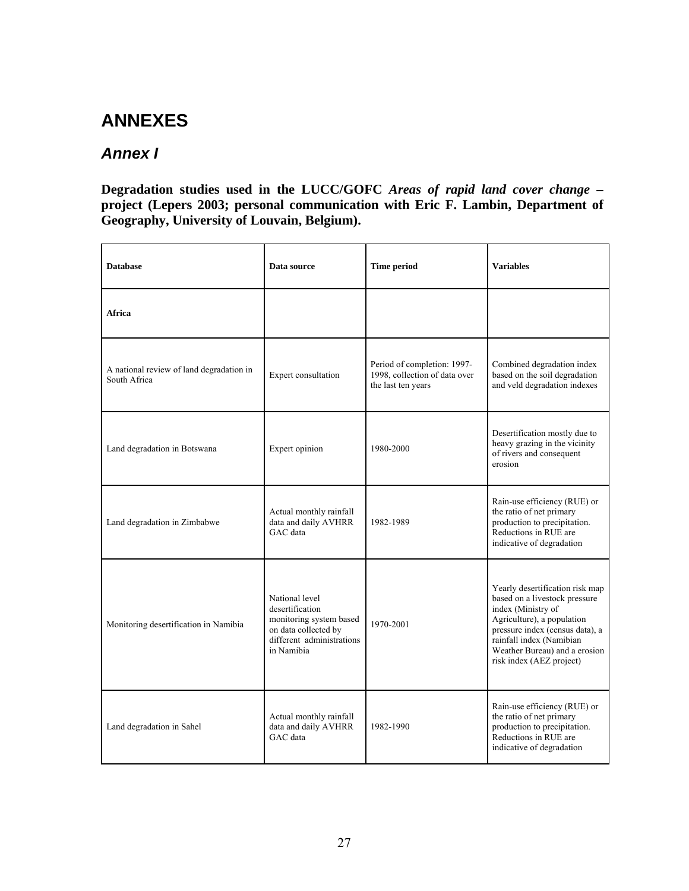# ANNEXES

## *Annex I*

**Degradation studies used in the LUCC/GOFC *Areas of rapid land cover change* – project (Lepers 2003; personal communication with Eric F. Lambin, Department of Geography, University of Louvain, Belgium).**

| **Database** | **Data source** | **Time period** | **Variables** |
|---|---|---|---|
| **Africa** | | | |
| A national review of land degradation in South Africa | Expert consultation | Period of completion: 1997-1998, collection of data over the last ten years | Combined degradation index based on the soil degradation and veld degradation indexes |
| Land degradation in Botswana | Expert opinion | 1980-2000 | Desertification mostly due to heavy grazing in the vicinity of rivers and consequent erosion |
| Land degradation in Zimbabwe | Actual monthly rainfall data and daily AVHRR GAC data | 1982-1989 | Rain-use efficiency (RUE) or the ratio of net primary production to precipitation. Reductions in RUE are indicative of degradation |
| Monitoring desertification in Namibia | National level desertification monitoring system based on data collected by different administrations in Namibia | 1970-2001 | Yearly desertification risk map based on a livestock pressure index (Ministry of Agriculture), a population pressure index (census data), a rainfall index (Namibian Weather Bureau) and a erosion risk index (AEZ project) |
| Land degradation in Sahel | Actual monthly rainfall data and daily AVHRR GAC data | 1982-1990 | Rain-use efficiency (RUE) or the ratio of net primary production to precipitation. Reductions in RUE are indicative of degradation |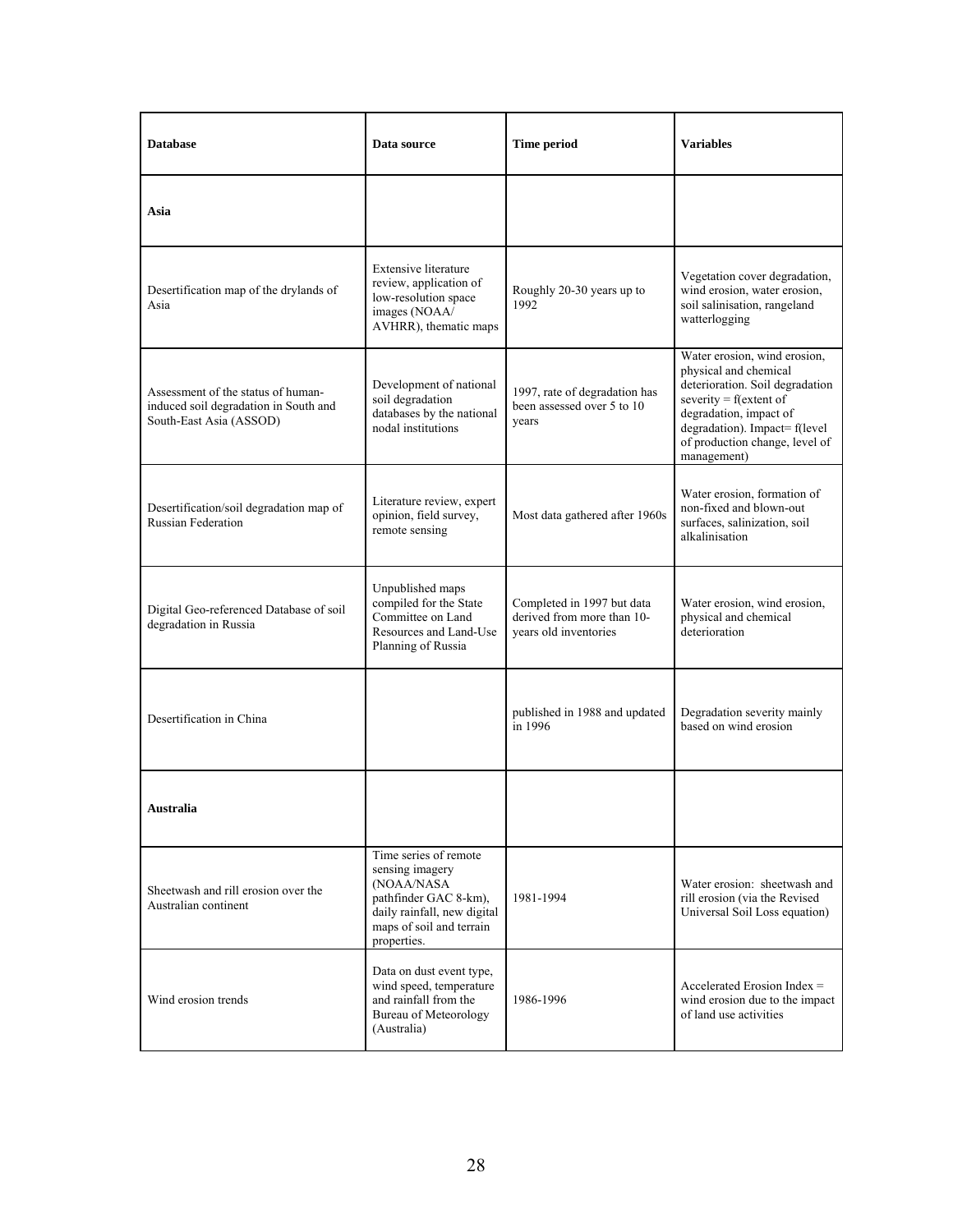| **Database** | **Data source** | **Time period** | **Variables** |
|---|---|---|---|
| **Asia** | | | |
| Desertification map of the drylands of Asia | Extensive literature review, application of low-resolution space images (NOAA/ AVHRR), thematic maps | Roughly 20-30 years up to 1992 | Vegetation cover degradation, wind erosion, water erosion, soil salinisation, rangeland watterlogging |
| Assessment of the status of human-induced soil degradation in South and South-East Asia (ASSOD) | Development of national soil degradation databases by the national nodal institutions | 1997, rate of degradation has been assessed over 5 to 10 years | Water erosion, wind erosion, physical and chemical deterioration. Soil degradation severity = f(extent of degradation, impact of degradation). Impact= f(level of production change, level of management) |
| Desertification/soil degradation map of Russian Federation | Literature review, expert opinion, field survey, remote sensing | Most data gathered after 1960s | Water erosion, formation of non-fixed and blown-out surfaces, salinization, soil alkalinisation |
| Digital Geo-referenced Database of soil degradation in Russia | Unpublished maps compiled for the State Committee on Land Resources and Land-Use Planning of Russia | Completed in 1997 but data derived from more than 10-years old inventories | Water erosion, wind erosion, physical and chemical deterioration |
| Desertification in China | | published in 1988 and updated in 1996 | Degradation severity mainly based on wind erosion |
| **Australia** | | | |
| Sheetwash and rill erosion over the Australian continent | Time series of remote sensing imagery (NOAA/NASA pathfinder GAC 8-km), daily rainfall, new digital maps of soil and terrain properties. | 1981-1994 | Water erosion: sheetwash and rill erosion (via the Revised Universal Soil Loss equation) |
| Wind erosion trends | Data on dust event type, wind speed, temperature and rainfall from the Bureau of Meteorology (Australia) | 1986-1996 | Accelerated Erosion Index = wind erosion due to the impact of land use activities |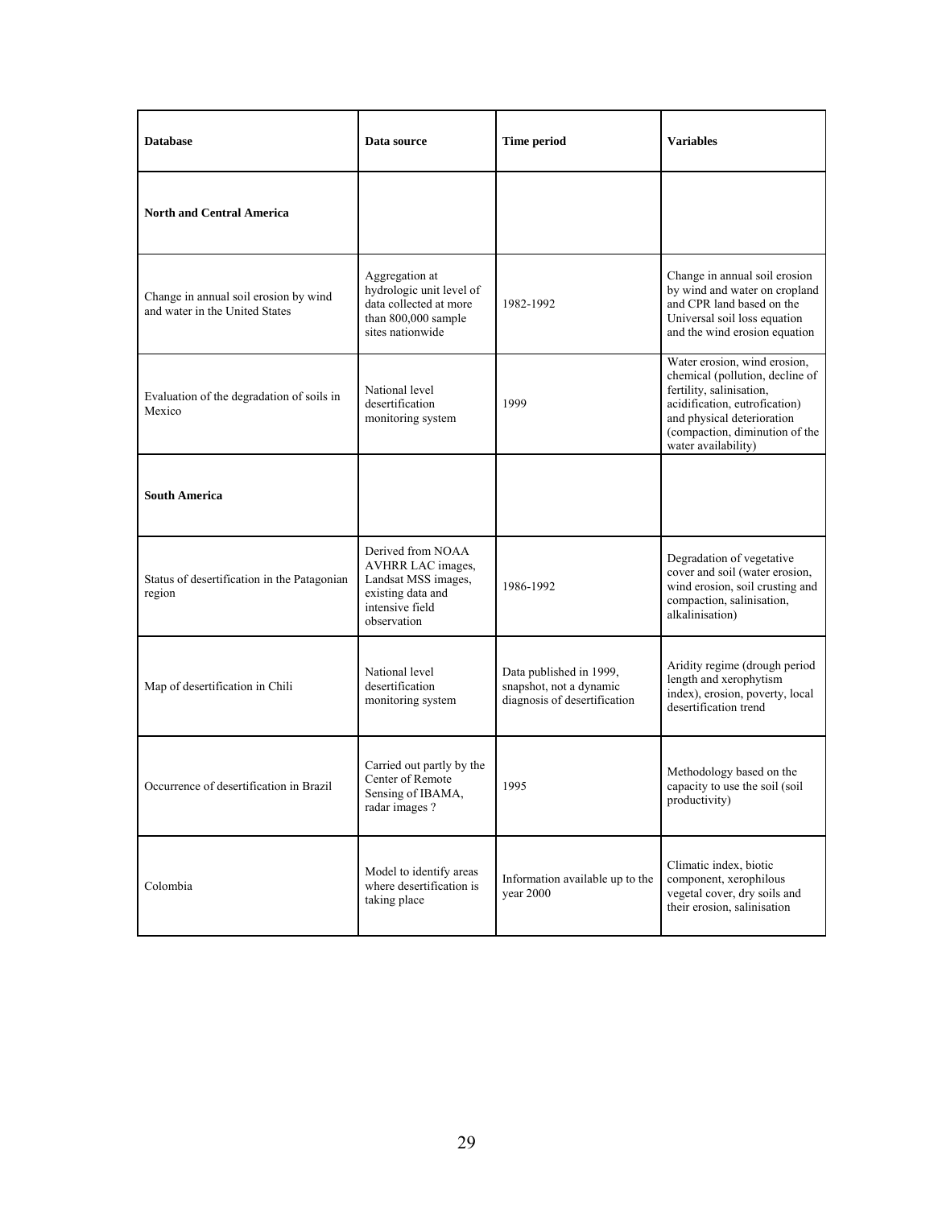| Database | Data source | Time period | Variables |
| --- | --- | --- | --- |
| **North and Central America** | | | |
| Change in annual soil erosion by wind and water in the United States | Aggregation at hydrologic unit level of data collected at more than 800,000 sample sites nationwide | 1982-1992 | Change in annual soil erosion by wind and water on cropland and CPR land based on the Universal soil loss equation and the wind erosion equation |
| Evaluation of the degradation of soils in Mexico | National level desertification monitoring system | 1999 | Water erosion, wind erosion, chemical (pollution, decline of fertility, salinisation, acidification, eutrofication) and physical deterioration (compaction, diminution of the water availability) |
| **South America** | | | |
| Status of desertification in the Patagonian region | Derived from NOAA AVHRR LAC images, Landsat MSS images, existing data and intensive field observation | 1986-1992 | Degradation of vegetative cover and soil (water erosion, wind erosion, soil crusting and compaction, salinisation, alkalinisation) |
| Map of desertification in Chili | National level desertification monitoring system | Data published in 1999, snapshot, not a dynamic diagnosis of desertification | Aridity regime (drough period length and xerophytism index), erosion, poverty, local desertification trend |
| Occurrence of desertification in Brazil | Carried out partly by the Center of Remote Sensing of IBAMA, radar images ? | 1995 | Methodology based on the capacity to use the soil (soil productivity) |
| Colombia | Model to identify areas where desertification is taking place | Information available up to the year 2000 | Climatic index, biotic component, xerophilous vegetal cover, dry soils and their erosion, salinisation |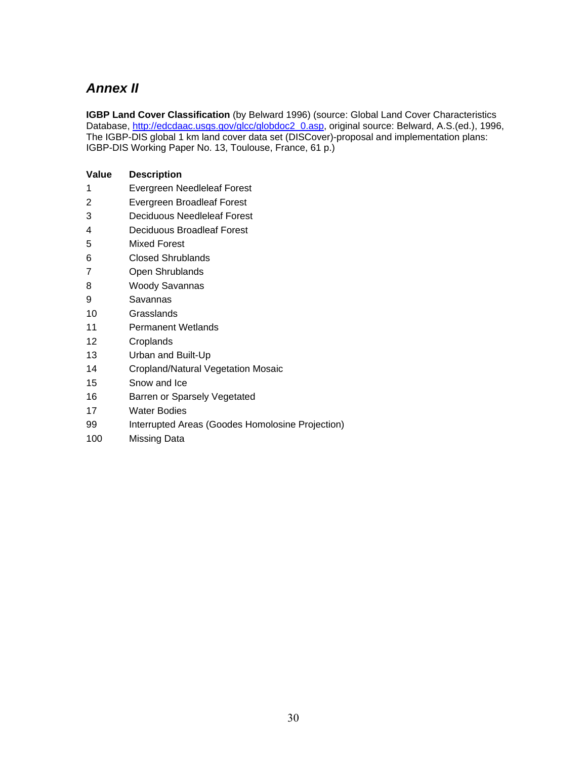## *Annex II*

**IGBP Land Cover Classification** (by Belward 1996) (source: Global Land Cover Characteristics Database, [http://edcdaac.usgs.gov/glcc/globdoc2_0.asp](http://edcdaac.usgs.gov/glcc/globdoc2_0.asp), original source: Belward, A.S.(ed.), 1996, The IGBP-DIS global 1 km land cover data set (DISCover)-proposal and implementation plans: IGBP-DIS Working Paper No. 13, Toulouse, France, 61 p.)

| Value | Description |
|---|---|
| 1 | Evergreen Needleleaf Forest |
| 2 | Evergreen Broadleaf Forest |
| 3 | Deciduous Needleleaf Forest |
| 4 | Deciduous Broadleaf Forest |
| 5 | Mixed Forest |
| 6 | Closed Shrublands |
| 7 | Open Shrublands |
| 8 | Woody Savannas |
| 9 | Savannas |
| 10 | Grasslands |
| 11 | Permanent Wetlands |
| 12 | Croplands |
| 13 | Urban and Built-Up |
| 14 | Cropland/Natural Vegetation Mosaic |
| 15 | Snow and Ice |
| 16 | Barren or Sparsely Vegetated |
| 17 | Water Bodies |
| 99 | Interrupted Areas (Goodes Homolosine Projection) |
| 100 | Missing Data |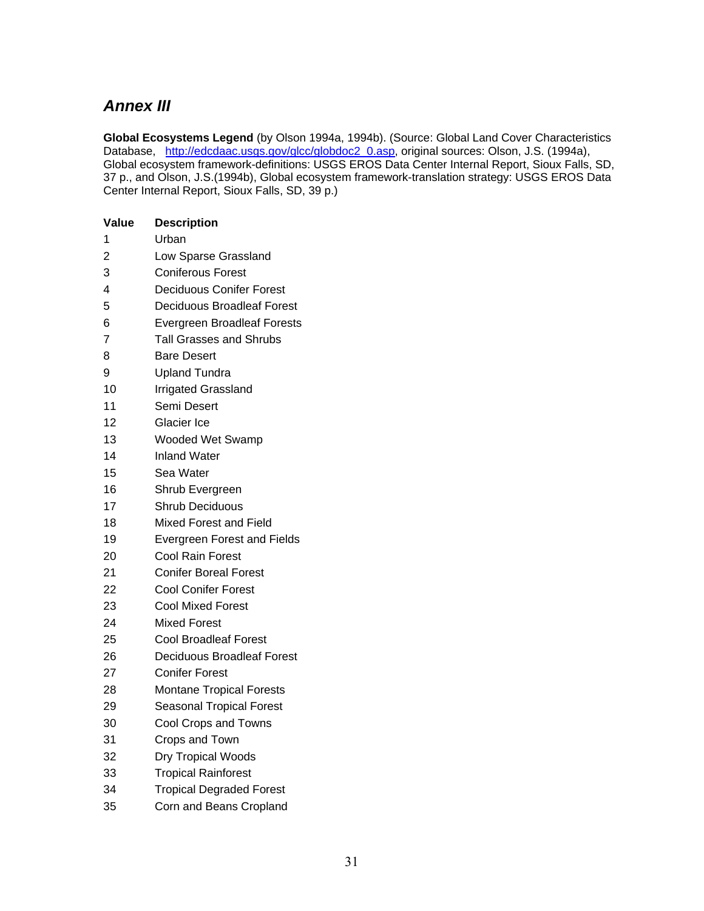## *Annex III*

**Global Ecosystems Legend** (by Olson 1994a, 1994b). (Source: Global Land Cover Characteristics Database, http://edcdaac.usgs.gov/glcc/globdoc2_0.asp, original sources: Olson, J.S. (1994a), Global ecosystem framework-definitions: USGS EROS Data Center Internal Report, Sioux Falls, SD, 37 p., and Olson, J.S.(1994b), Global ecosystem framework-translation strategy: USGS EROS Data Center Internal Report, Sioux Falls, SD, 39 p.)

| Value | Description |
|---|---|
| 1 | Urban |
| 2 | Low Sparse Grassland |
| 3 | Coniferous Forest |
| 4 | Deciduous Conifer Forest |
| 5 | Deciduous Broadleaf Forest |
| 6 | Evergreen Broadleaf Forests |
| 7 | Tall Grasses and Shrubs |
| 8 | Bare Desert |
| 9 | Upland Tundra |
| 10 | Irrigated Grassland |
| 11 | Semi Desert |
| 12 | Glacier Ice |
| 13 | Wooded Wet Swamp |
| 14 | Inland Water |
| 15 | Sea Water |
| 16 | Shrub Evergreen |
| 17 | Shrub Deciduous |
| 18 | Mixed Forest and Field |
| 19 | Evergreen Forest and Fields |
| 20 | Cool Rain Forest |
| 21 | Conifer Boreal Forest |
| 22 | Cool Conifer Forest |
| 23 | Cool Mixed Forest |
| 24 | Mixed Forest |
| 25 | Cool Broadleaf Forest |
| 26 | Deciduous Broadleaf Forest |
| 27 | Conifer Forest |
| 28 | Montane Tropical Forests |
| 29 | Seasonal Tropical Forest |
| 30 | Cool Crops and Towns |
| 31 | Crops and Town |
| 32 | Dry Tropical Woods |
| 33 | Tropical Rainforest |
| 34 | Tropical Degraded Forest |
| 35 | Corn and Beans Cropland |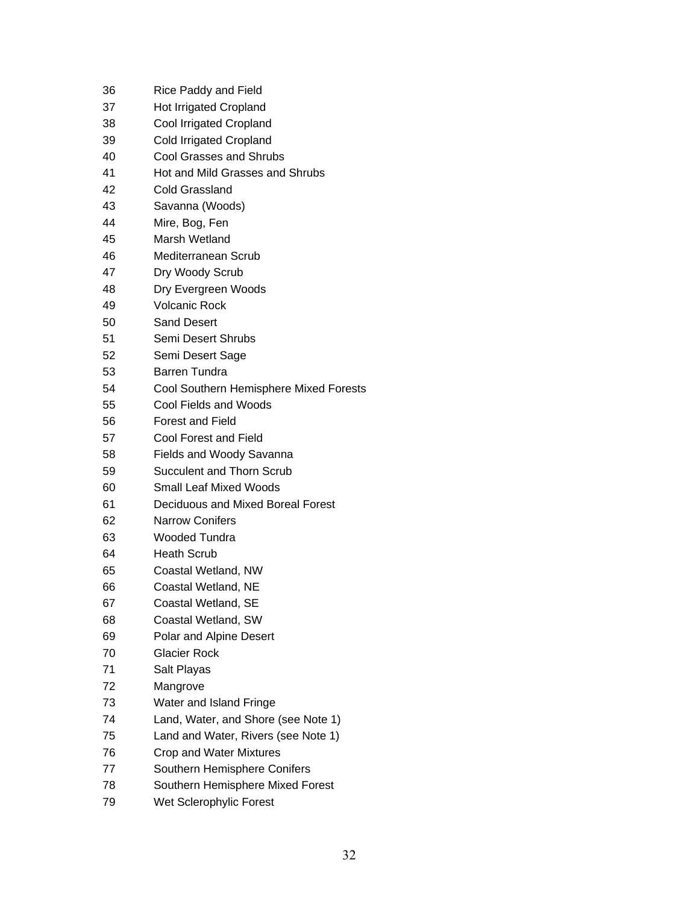| | |
|---|---|
| 36 | Rice Paddy and Field |
| 37 | Hot Irrigated Cropland |
| 38 | Cool Irrigated Cropland |
| 39 | Cold Irrigated Cropland |
| 40 | Cool Grasses and Shrubs |
| 41 | Hot and Mild Grasses and Shrubs |
| 42 | Cold Grassland |
| 43 | Savanna (Woods) |
| 44 | Mire, Bog, Fen |
| 45 | Marsh Wetland |
| 46 | Mediterranean Scrub |
| 47 | Dry Woody Scrub |
| 48 | Dry Evergreen Woods |
| 49 | Volcanic Rock |
| 50 | Sand Desert |
| 51 | Semi Desert Shrubs |
| 52 | Semi Desert Sage |
| 53 | Barren Tundra |
| 54 | Cool Southern Hemisphere Mixed Forests |
| 55 | Cool Fields and Woods |
| 56 | Forest and Field |
| 57 | Cool Forest and Field |
| 58 | Fields and Woody Savanna |
| 59 | Succulent and Thorn Scrub |
| 60 | Small Leaf Mixed Woods |
| 61 | Deciduous and Mixed Boreal Forest |
| 62 | Narrow Conifers |
| 63 | Wooded Tundra |
| 64 | Heath Scrub |
| 65 | Coastal Wetland, NW |
| 66 | Coastal Wetland, NE |
| 67 | Coastal Wetland, SE |
| 68 | Coastal Wetland, SW |
| 69 | Polar and Alpine Desert |
| 70 | Glacier Rock |
| 71 | Salt Playas |
| 72 | Mangrove |
| 73 | Water and Island Fringe |
| 74 | Land, Water, and Shore (see Note 1) |
| 75 | Land and Water, Rivers (see Note 1) |
| 76 | Crop and Water Mixtures |
| 77 | Southern Hemisphere Conifers |
| 78 | Southern Hemisphere Mixed Forest |
| 79 | Wet Sclerophylic Forest |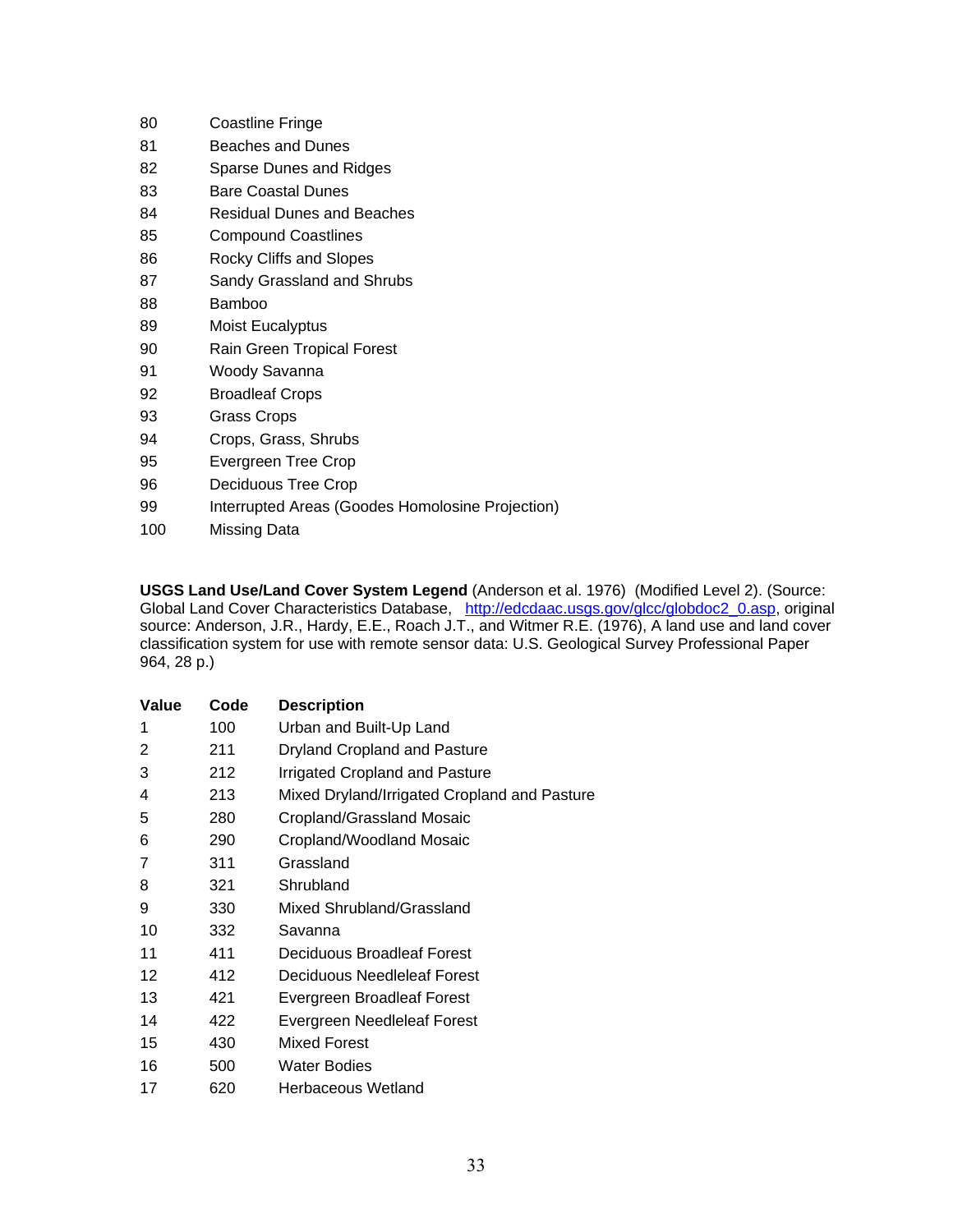| | |
|---|---|
| 80 | Coastline Fringe |
| 81 | Beaches and Dunes |
| 82 | Sparse Dunes and Ridges |
| 83 | Bare Coastal Dunes |
| 84 | Residual Dunes and Beaches |
| 85 | Compound Coastlines |
| 86 | Rocky Cliffs and Slopes |
| 87 | Sandy Grassland and Shrubs |
| 88 | Bamboo |
| 89 | Moist Eucalyptus |
| 90 | Rain Green Tropical Forest |
| 91 | Woody Savanna |
| 92 | Broadleaf Crops |
| 93 | Grass Crops |
| 94 | Crops, Grass, Shrubs |
| 95 | Evergreen Tree Crop |
| 96 | Deciduous Tree Crop |
| 99 | Interrupted Areas (Goodes Homolosine Projection) |
| 100 | Missing Data |

**USGS Land Use/Land Cover System Legend** (Anderson et al. 1976) (Modified Level 2). (Source: Global Land Cover Characteristics Database, [http://edcdaac.usgs.gov/glcc/globdoc2_0.asp](http://edcdaac.usgs.gov/glcc/globdoc2_0.asp), original source: Anderson, J.R., Hardy, E.E., Roach J.T., and Witmer R.E. (1976), A land use and land cover classification system for use with remote sensor data: U.S. Geological Survey Professional Paper 964, 28 p.)

| **Value** | **Code** | **Description** |
|---|---|---|
| 1 | 100 | Urban and Built-Up Land |
| 2 | 211 | Dryland Cropland and Pasture |
| 3 | 212 | Irrigated Cropland and Pasture |
| 4 | 213 | Mixed Dryland/Irrigated Cropland and Pasture |
| 5 | 280 | Cropland/Grassland Mosaic |
| 6 | 290 | Cropland/Woodland Mosaic |
| 7 | 311 | Grassland |
| 8 | 321 | Shrubland |
| 9 | 330 | Mixed Shrubland/Grassland |
| 10 | 332 | Savanna |
| 11 | 411 | Deciduous Broadleaf Forest |
| 12 | 412 | Deciduous Needleleaf Forest |
| 13 | 421 | Evergreen Broadleaf Forest |
| 14 | 422 | Evergreen Needleleaf Forest |
| 15 | 430 | Mixed Forest |
| 16 | 500 | Water Bodies |
| 17 | 620 | Herbaceous Wetland |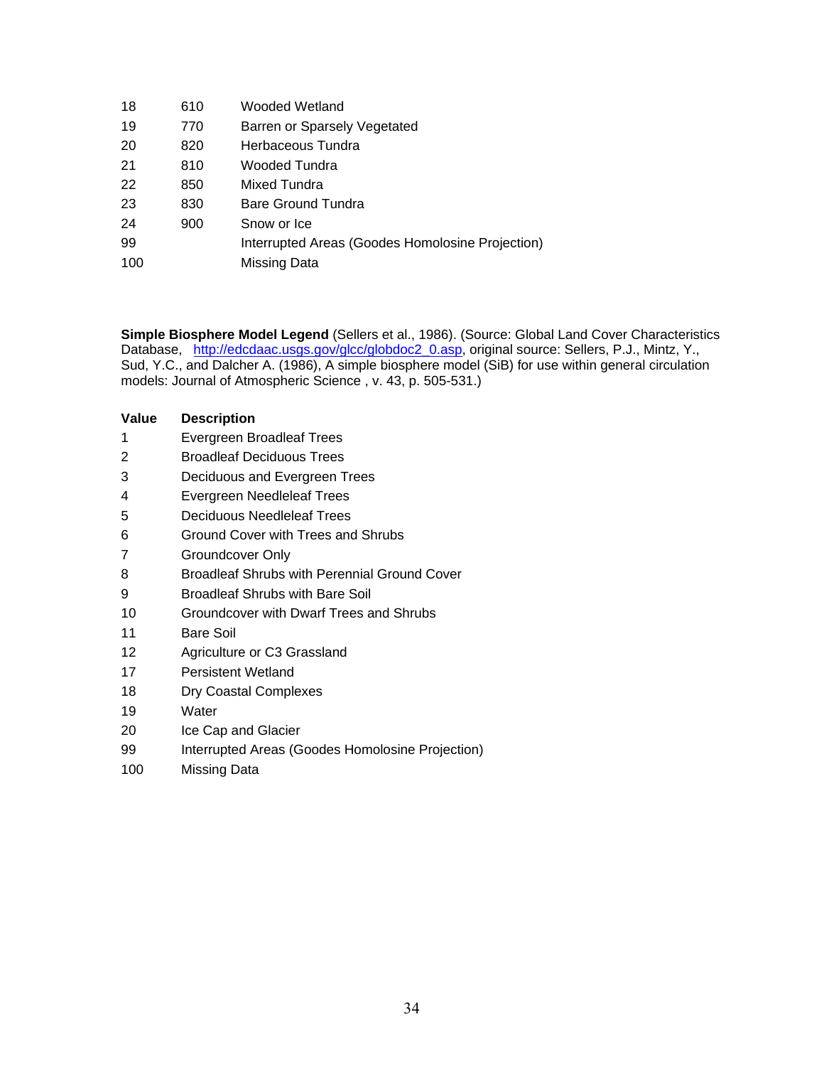| | | |
|---|---|---|
| 18 | 610 | Wooded Wetland |
| 19 | 770 | Barren or Sparsely Vegetated |
| 20 | 820 | Herbaceous Tundra |
| 21 | 810 | Wooded Tundra |
| 22 | 850 | Mixed Tundra |
| 23 | 830 | Bare Ground Tundra |
| 24 | 900 | Snow or Ice |
| 99 | | Interrupted Areas (Goodes Homolosine Projection) |
| 100 | | Missing Data |

**Simple Biosphere Model Legend** (Sellers et al., 1986). (Source: Global Land Cover Characteristics Database, http://edcdaac.usgs.gov/glcc/globdoc2_0.asp, original source: Sellers, P.J., Mintz, Y., Sud, Y.C., and Dalcher A. (1986), A simple biosphere model (SiB) for use within general circulation models: Journal of Atmospheric Science , v. 43, p. 505-531.)

| Value | Description |
|---|---|
| 1 | Evergreen Broadleaf Trees |
| 2 | Broadleaf Deciduous Trees |
| 3 | Deciduous and Evergreen Trees |
| 4 | Evergreen Needleleaf Trees |
| 5 | Deciduous Needleleaf Trees |
| 6 | Ground Cover with Trees and Shrubs |
| 7 | Groundcover Only |
| 8 | Broadleaf Shrubs with Perennial Ground Cover |
| 9 | Broadleaf Shrubs with Bare Soil |
| 10 | Groundcover with Dwarf Trees and Shrubs |
| 11 | Bare Soil |
| 12 | Agriculture or C3 Grassland |
| 17 | Persistent Wetland |
| 18 | Dry Coastal Complexes |
| 19 | Water |
| 20 | Ice Cap and Glacier |
| 99 | Interrupted Areas (Goodes Homolosine Projection) |
| 100 | Missing Data |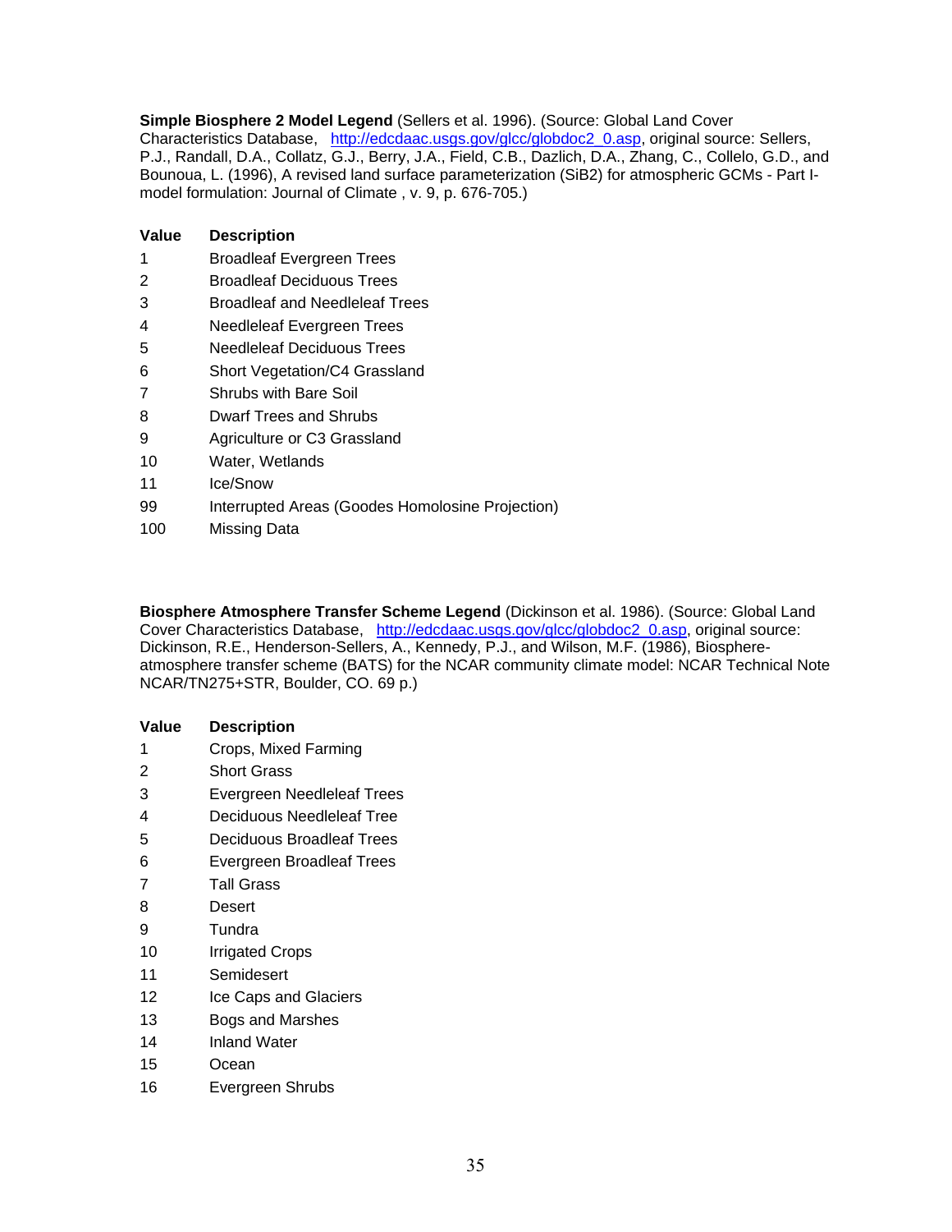**Simple Biosphere 2 Model Legend** (Sellers et al. 1996). (Source: Global Land Cover Characteristics Database, http://edcdaac.usgs.gov/glcc/globdoc2_0.asp, original source: Sellers, P.J., Randall, D.A., Collatz, G.J., Berry, J.A., Field, C.B., Dazlich, D.A., Zhang, C., Collelo, G.D., and Bounoua, L. (1996), A revised land surface parameterization (SiB2) for atmospheric GCMs - Part I- model formulation: Journal of Climate , v. 9, p. 676-705.)

| Value | Description |
|---|---|
| 1 | Broadleaf Evergreen Trees |
| 2 | Broadleaf Deciduous Trees |
| 3 | Broadleaf and Needleleaf Trees |
| 4 | Needleleaf Evergreen Trees |
| 5 | Needleleaf Deciduous Trees |
| 6 | Short Vegetation/C4 Grassland |
| 7 | Shrubs with Bare Soil |
| 8 | Dwarf Trees and Shrubs |
| 9 | Agriculture or C3 Grassland |
| 10 | Water, Wetlands |
| 11 | Ice/Snow |
| 99 | Interrupted Areas (Goodes Homolosine Projection) |
| 100 | Missing Data |

**Biosphere Atmosphere Transfer Scheme Legend** (Dickinson et al. 1986). (Source: Global Land Cover Characteristics Database, http://edcdaac.usgs.gov/glcc/globdoc2_0.asp, original source: Dickinson, R.E., Henderson-Sellers, A., Kennedy, P.J., and Wilson, M.F. (1986), Biosphere-atmosphere transfer scheme (BATS) for the NCAR community climate model: NCAR Technical Note NCAR/TN275+STR, Boulder, CO. 69 p.)

| Value | Description |
|---|---|
| 1 | Crops, Mixed Farming |
| 2 | Short Grass |
| 3 | Evergreen Needleleaf Trees |
| 4 | Deciduous Needleleaf Tree |
| 5 | Deciduous Broadleaf Trees |
| 6 | Evergreen Broadleaf Trees |
| 7 | Tall Grass |
| 8 | Desert |
| 9 | Tundra |
| 10 | Irrigated Crops |
| 11 | Semidesert |
| 12 | Ice Caps and Glaciers |
| 13 | Bogs and Marshes |
| 14 | Inland Water |
| 15 | Ocean |
| 16 | Evergreen Shrubs |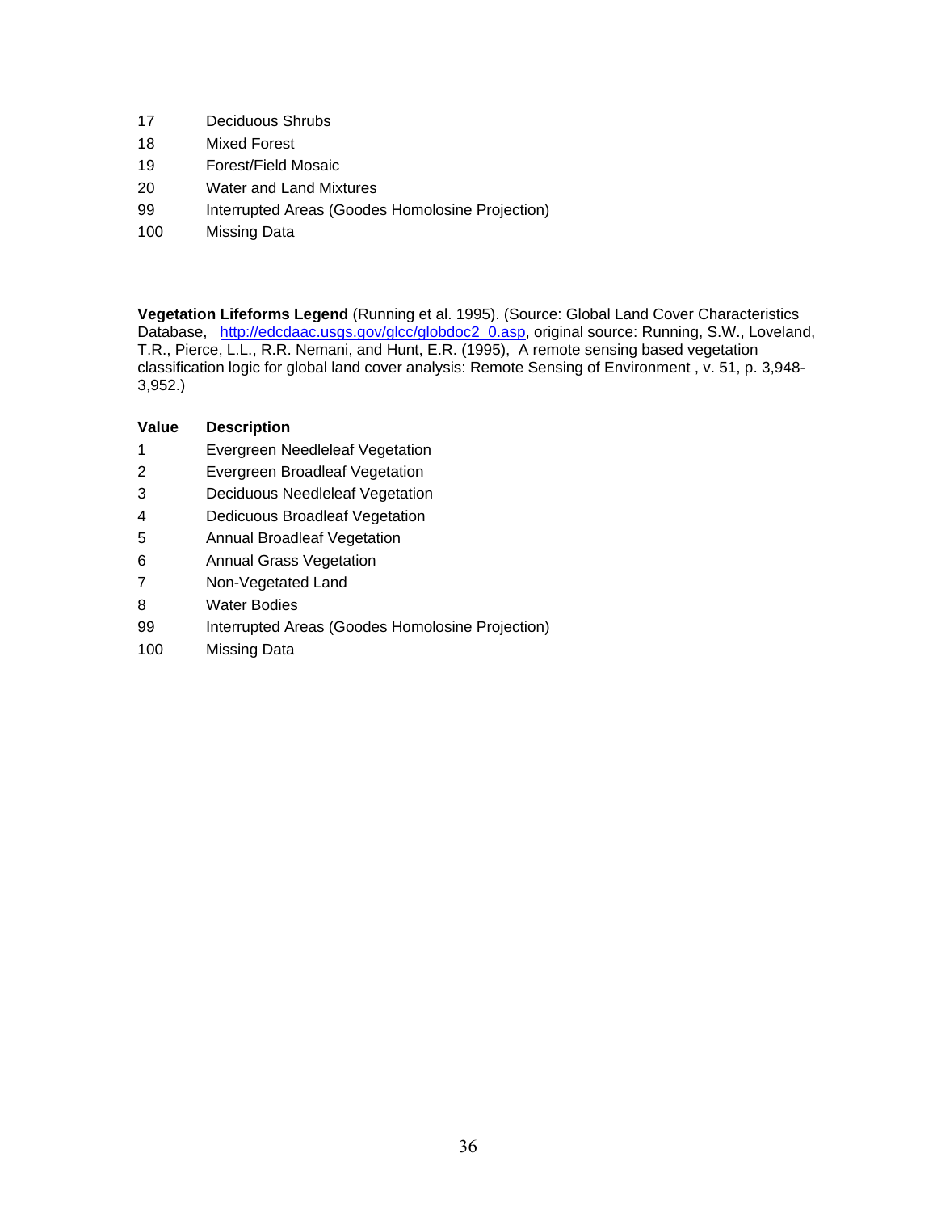| | |
|---|---|
| 17 | Deciduous Shrubs |
| 18 | Mixed Forest |
| 19 | Forest/Field Mosaic |
| 20 | Water and Land Mixtures |
| 99 | Interrupted Areas (Goodes Homolosine Projection) |
| 100 | Missing Data |

**Vegetation Lifeforms Legend** (Running et al. 1995). (Source: Global Land Cover Characteristics Database, http://edcdaac.usgs.gov/glcc/globdoc2_0.asp, original source: Running, S.W., Loveland, T.R., Pierce, L.L., R.R. Nemani, and Hunt, E.R. (1995), A remote sensing based vegetation classification logic for global land cover analysis: Remote Sensing of Environment , v. 51, p. 3,948-3,952.)

| **Value** | **Description** |
|---|---|
| 1 | Evergreen Needleleaf Vegetation |
| 2 | Evergreen Broadleaf Vegetation |
| 3 | Deciduous Needleleaf Vegetation |
| 4 | Dedicuous Broadleaf Vegetation |
| 5 | Annual Broadleaf Vegetation |
| 6 | Annual Grass Vegetation |
| 7 | Non-Vegetated Land |
| 8 | Water Bodies |
| 99 | Interrupted Areas (Goodes Homolosine Projection) |
| 100 | Missing Data |